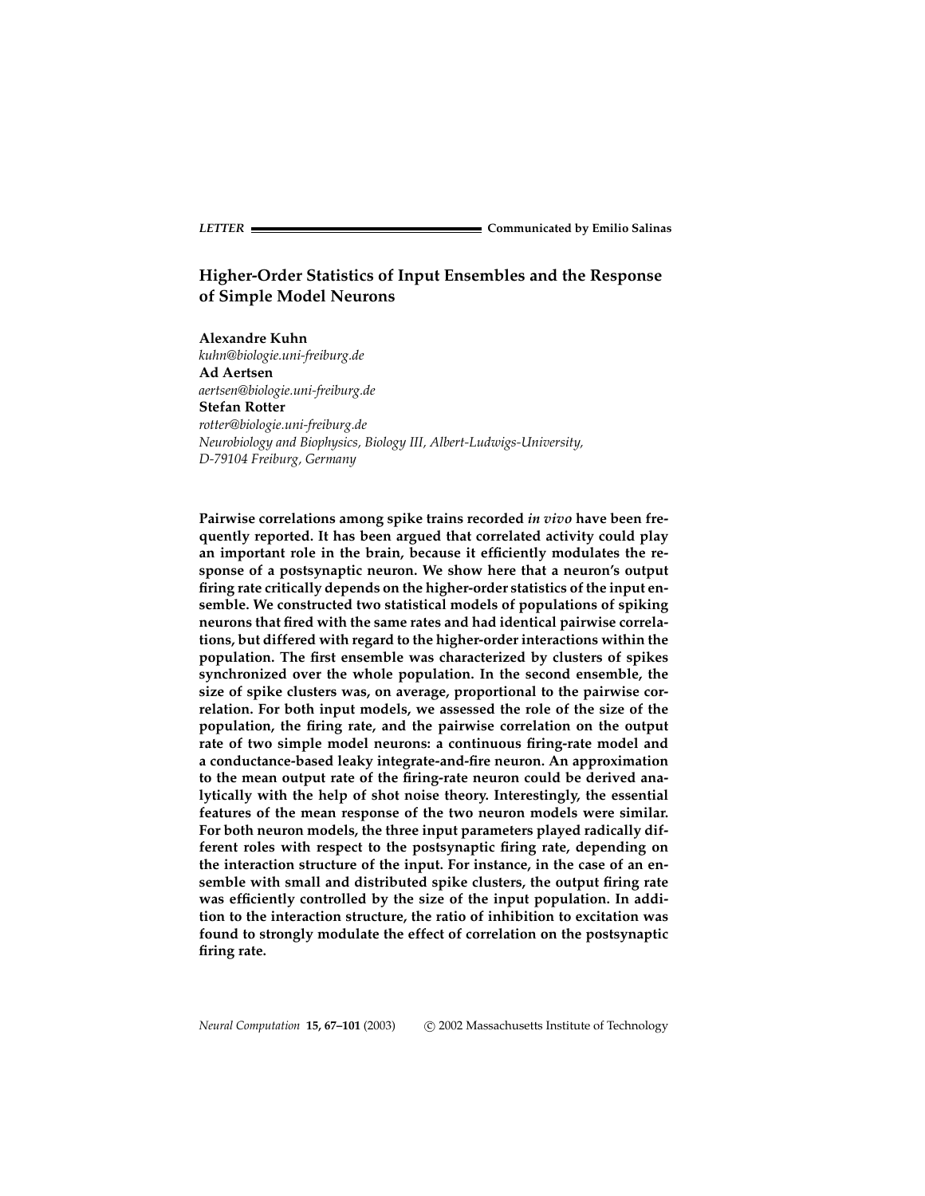LETTER — Communicated by Emilio Salinas

# Higher-Order Statistics of Input Ensembles and the Response of Simple Model Neurons

**Alexandre Kuhn**
*kuhn@biologie.uni-freiburg.de*
**Ad Aertsen**
*aertsen@biologie.uni-freiburg.de*
**Stefan Rotter**
*rotter@biologie.uni-freiburg.de*
*Neurobiology and Biophysics, Biology III, Albert-Ludwigs-University, D-79104 Freiburg, Germany*

**Pairwise correlations among spike trains recorded *in vivo* have been frequently reported. It has been argued that correlated activity could play an important role in the brain, because it efficiently modulates the response of a postsynaptic neuron. We show here that a neuron's output firing rate critically depends on the higher-order statistics of the input ensemble. We constructed two statistical models of populations of spiking neurons that fired with the same rates and had identical pairwise correlations, but differed with regard to the higher-order interactions within the population. The first ensemble was characterized by clusters of spikes synchronized over the whole population. In the second ensemble, the size of spike clusters was, on average, proportional to the pairwise correlation. For both input models, we assessed the role of the size of the population, the firing rate, and the pairwise correlation on the output rate of two simple model neurons: a continuous firing-rate model and a conductance-based leaky integrate-and-fire neuron. An approximation to the mean output rate of the firing-rate neuron could be derived analytically with the help of shot noise theory. Interestingly, the essential features of the mean response of the two neuron models were similar. For both neuron models, the three input parameters played radically different roles with respect to the postsynaptic firing rate, depending on the interaction structure of the input. For instance, in the case of an ensemble with small and distributed spike clusters, the output firing rate was efficiently controlled by the size of the input population. In addition to the interaction structure, the ratio of inhibition to excitation was found to strongly modulate the effect of correlation on the postsynaptic firing rate.**

*Neural Computation* **15, 67–101** (2003) © 2002 Massachusetts Institute of Technology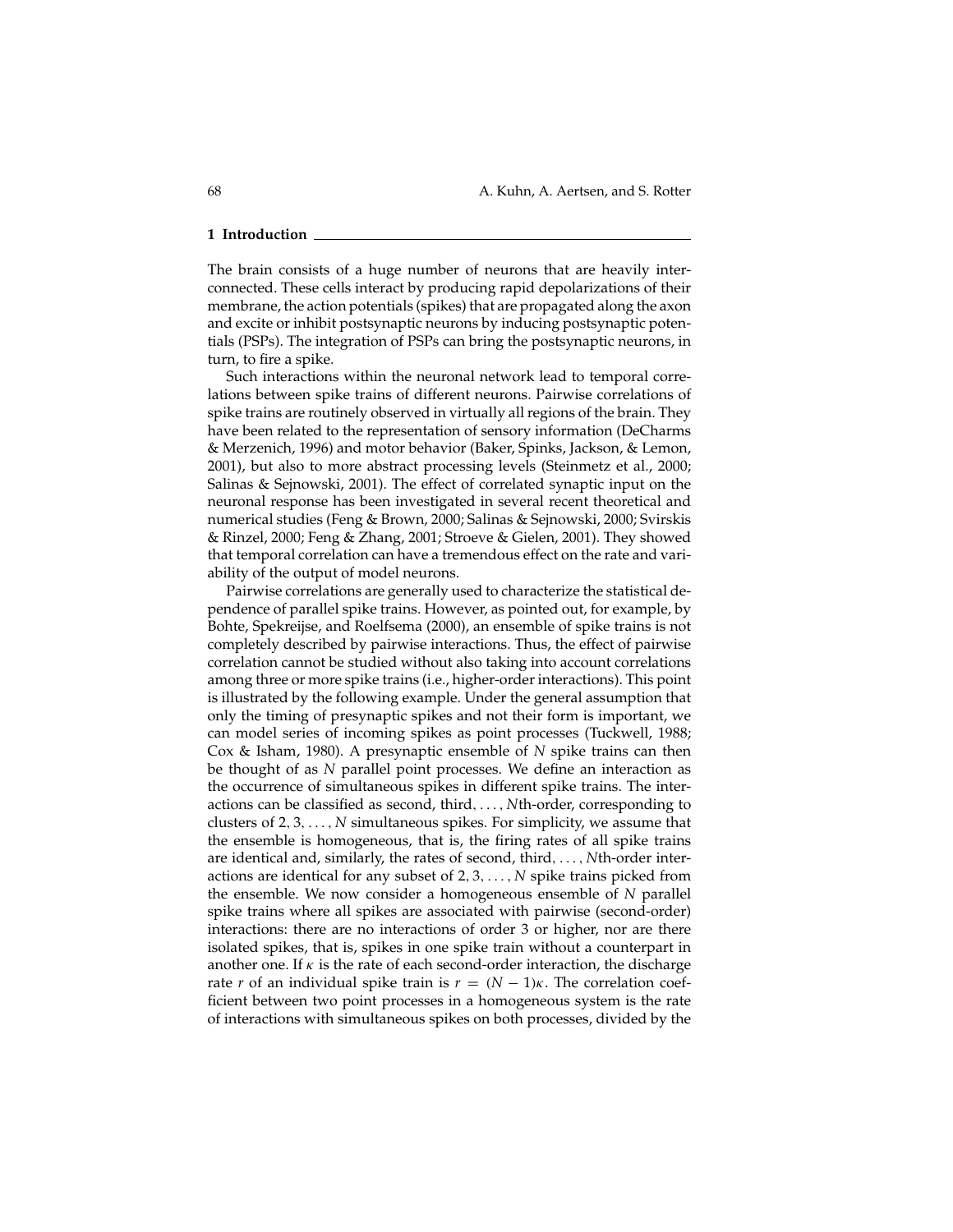## 1 Introduction

The brain consists of a huge number of neurons that are heavily interconnected. These cells interact by producing rapid depolarizations of their membrane, the action potentials (spikes) that are propagated along the axon and excite or inhibit postsynaptic neurons by inducing postsynaptic potentials (PSPs). The integration of PSPs can bring the postsynaptic neurons, in turn, to fire a spike.

Such interactions within the neuronal network lead to temporal correlations between spike trains of different neurons. Pairwise correlations of spike trains are routinely observed in virtually all regions of the brain. They have been related to the representation of sensory information (DeCharms & Merzenich, 1996) and motor behavior (Baker, Spinks, Jackson, & Lemon, 2001), but also to more abstract processing levels (Steinmetz et al., 2000; Salinas & Sejnowski, 2001). The effect of correlated synaptic input on the neuronal response has been investigated in several recent theoretical and numerical studies (Feng & Brown, 2000; Salinas & Sejnowski, 2000; Svirskis & Rinzel, 2000; Feng & Zhang, 2001; Stroeve & Gielen, 2001). They showed that temporal correlation can have a tremendous effect on the rate and variability of the output of model neurons.

Pairwise correlations are generally used to characterize the statistical dependence of parallel spike trains. However, as pointed out, for example, by Bohte, Spekreijse, and Roelfsema (2000), an ensemble of spike trains is not completely described by pairwise interactions. Thus, the effect of pairwise correlation cannot be studied without also taking into account correlations among three or more spike trains (i.e., higher-order interactions). This point is illustrated by the following example. Under the general assumption that only the timing of presynaptic spikes and not their form is important, we can model series of incoming spikes as point processes (Tuckwell, 1988; Cox & Isham, 1980). A presynaptic ensemble of $N$ spike trains can then be thought of as $N$ parallel point processes. We define an interaction as the occurrence of simultaneous spikes in different spike trains. The interactions can be classified as second, third, ..., $N$th-order, corresponding to clusters of $2, 3, \ldots, N$ simultaneous spikes. For simplicity, we assume that the ensemble is homogeneous, that is, the firing rates of all spike trains are identical and, similarly, the rates of second, third, ..., $N$th-order interactions are identical for any subset of $2, 3, \ldots, N$ spike trains picked from the ensemble. We now consider a homogeneous ensemble of $N$ parallel spike trains where all spikes are associated with pairwise (second-order) interactions: there are no interactions of order 3 or higher, nor are there isolated spikes, that is, spikes in one spike train without a counterpart in another one. If $\kappa$ is the rate of each second-order interaction, the discharge rate $r$ of an individual spike train is $r = (N-1)\kappa$. The correlation coefficient between two point processes in a homogeneous system is the rate of interactions with simultaneous spikes on both processes, divided by the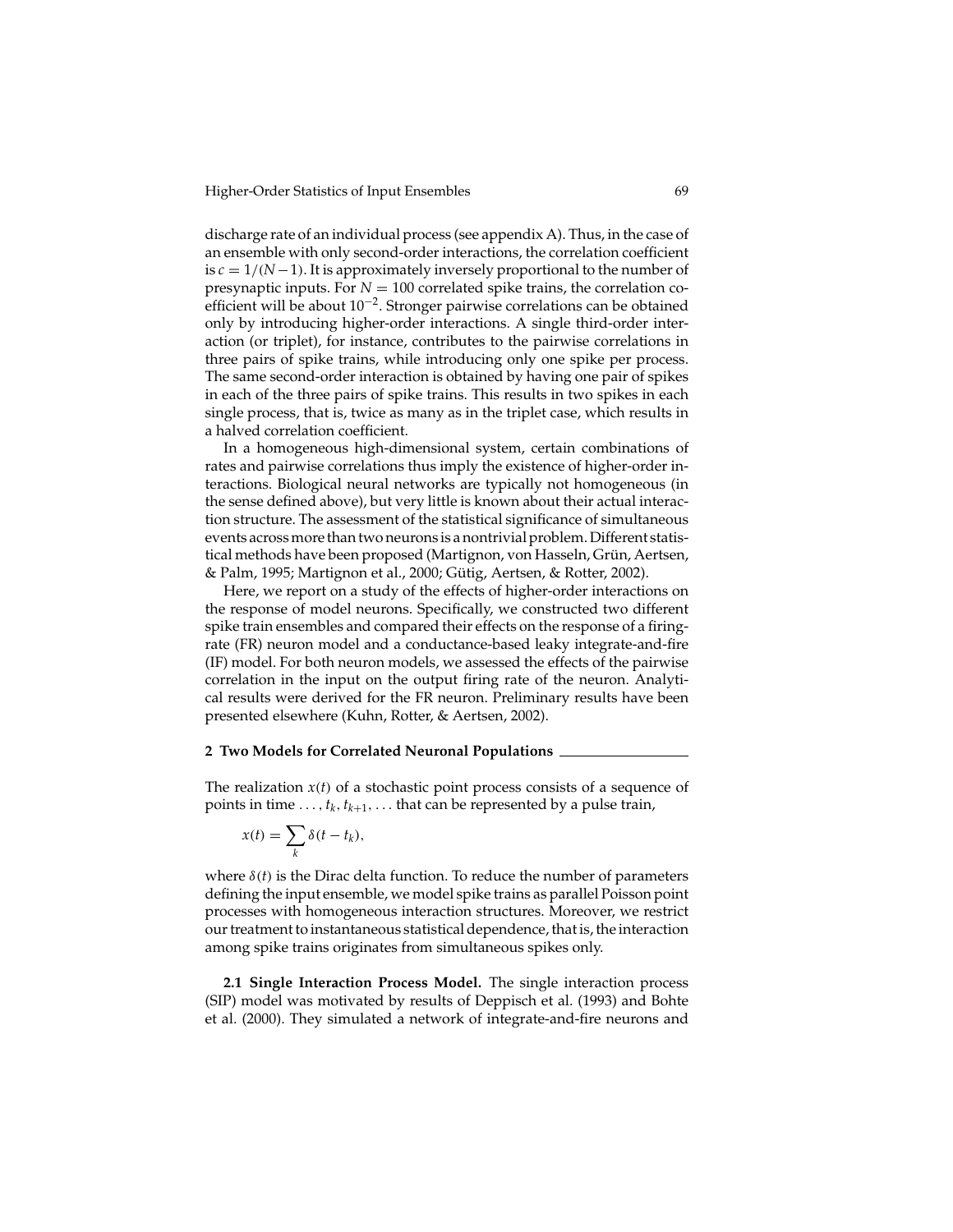discharge rate of an individual process (see appendix A). Thus, in the case of an ensemble with only second-order interactions, the correlation coefficient is $c = 1/(N-1)$. It is approximately inversely proportional to the number of presynaptic inputs. For $N = 100$ correlated spike trains, the correlation coefficient will be about $10^{-2}$. Stronger pairwise correlations can be obtained only by introducing higher-order interactions. A single third-order interaction (or triplet), for instance, contributes to the pairwise correlations in three pairs of spike trains, while introducing only one spike per process. The same second-order interaction is obtained by having one pair of spikes in each of the three pairs of spike trains. This results in two spikes in each single process, that is, twice as many as in the triplet case, which results in a halved correlation coefficient.

In a homogeneous high-dimensional system, certain combinations of rates and pairwise correlations thus imply the existence of higher-order interactions. Biological neural networks are typically not homogeneous (in the sense defined above), but very little is known about their actual interaction structure. The assessment of the statistical significance of simultaneous events across more than two neurons is a nontrivial problem. Different statistical methods have been proposed (Martignon, von Hasseln, Grün, Aertsen, & Palm, 1995; Martignon et al., 2000; Gütig, Aertsen, & Rotter, 2002).

Here, we report on a study of the effects of higher-order interactions on the response of model neurons. Specifically, we constructed two different spike train ensembles and compared their effects on the response of a firing-rate (FR) neuron model and a conductance-based leaky integrate-and-fire (IF) model. For both neuron models, we assessed the effects of the pairwise correlation in the input on the output firing rate of the neuron. Analytical results were derived for the FR neuron. Preliminary results have been presented elsewhere (Kuhn, Rotter, & Aertsen, 2002).

## 2 Two Models for Correlated Neuronal Populations

The realization $x(t)$ of a stochastic point process consists of a sequence of points in time $\ldots, t_k, t_{k+1}, \ldots$ that can be represented by a pulse train,

$$x(t) = \sum_k \delta(t - t_k),$$

where $\delta(t)$ is the Dirac delta function. To reduce the number of parameters defining the input ensemble, we model spike trains as parallel Poisson point processes with homogeneous interaction structures. Moreover, we restrict our treatment to instantaneous statistical dependence, that is, the interaction among spike trains originates from simultaneous spikes only.

**2.1 Single Interaction Process Model.** The single interaction process (SIP) model was motivated by results of Deppisch et al. (1993) and Bohte et al. (2000). They simulated a network of integrate-and-fire neurons and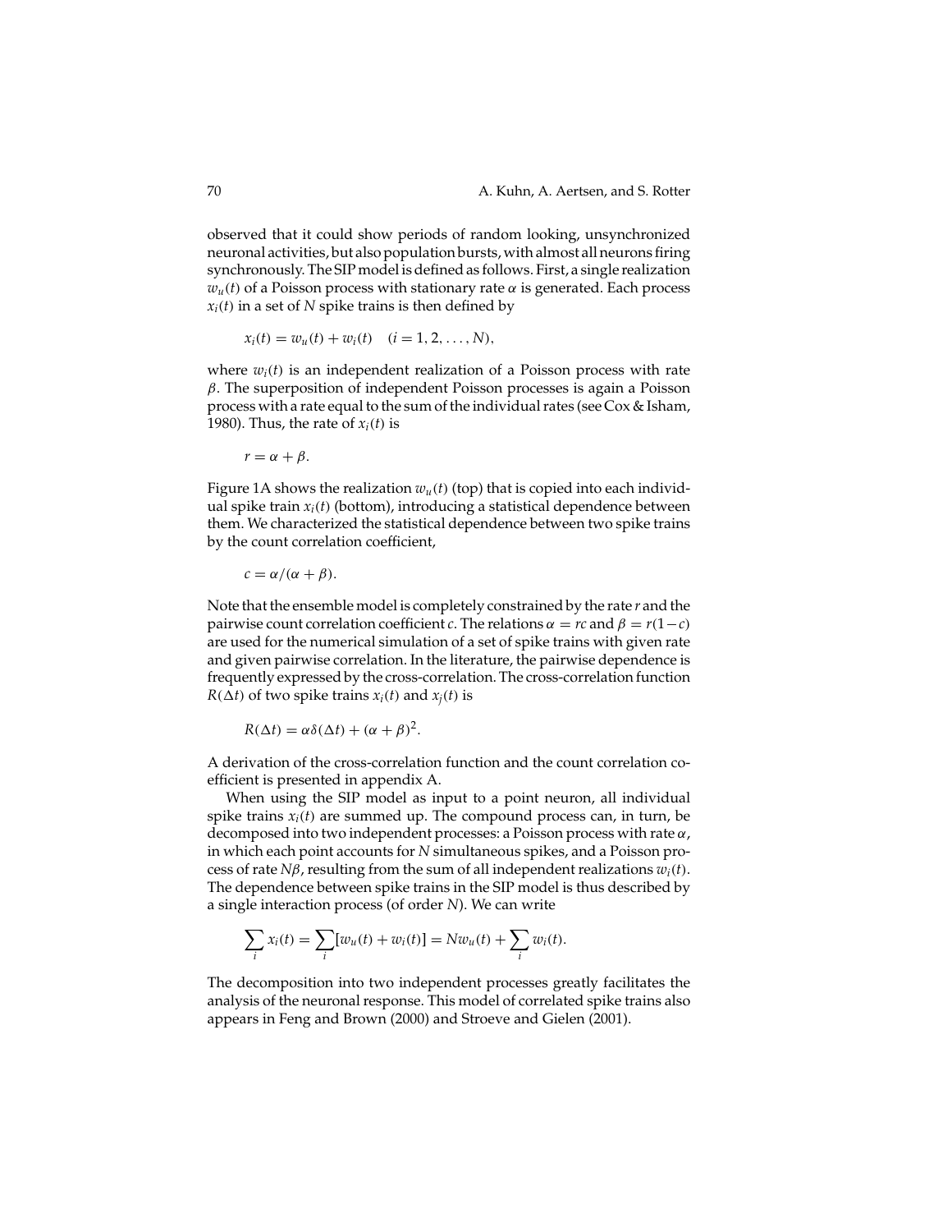observed that it could show periods of random looking, unsynchronized neuronal activities, but also population bursts, with almost all neurons firing synchronously. The SIP model is defined as follows. First, a single realization $w_u(t)$ of a Poisson process with stationary rate $\alpha$ is generated. Each process $x_i(t)$ in a set of $N$ spike trains is then defined by

$$x_i(t) = w_u(t) + w_i(t) \quad (i = 1, 2, \ldots, N),$$

where $w_i(t)$ is an independent realization of a Poisson process with rate $\beta$. The superposition of independent Poisson processes is again a Poisson process with a rate equal to the sum of the individual rates (see Cox & Isham, 1980). Thus, the rate of $x_i(t)$ is

$$r = \alpha + \beta.$$

Figure 1A shows the realization $w_u(t)$ (top) that is copied into each individual spike train $x_i(t)$ (bottom), introducing a statistical dependence between them. We characterized the statistical dependence between two spike trains by the count correlation coefficient,

$$c = \alpha/(\alpha + \beta).$$

Note that the ensemble model is completely constrained by the rate $r$ and the pairwise count correlation coefficient $c$. The relations $\alpha = rc$ and $\beta = r(1-c)$ are used for the numerical simulation of a set of spike trains with given rate and given pairwise correlation. In the literature, the pairwise dependence is frequently expressed by the cross-correlation. The cross-correlation function $R(\Delta t)$ of two spike trains $x_i(t)$ and $x_j(t)$ is

$$R(\Delta t) = \alpha\delta(\Delta t) + (\alpha + \beta)^2.$$

A derivation of the cross-correlation function and the count correlation coefficient is presented in appendix A.

When using the SIP model as input to a point neuron, all individual spike trains $x_i(t)$ are summed up. The compound process can, in turn, be decomposed into two independent processes: a Poisson process with rate $\alpha$, in which each point accounts for $N$ simultaneous spikes, and a Poisson process of rate $N\beta$, resulting from the sum of all independent realizations $w_i(t)$. The dependence between spike trains in the SIP model is thus described by a single interaction process (of order $N$). We can write

$$\sum_i x_i(t) = \sum_i [w_u(t) + w_i(t)] = N w_u(t) + \sum_i w_i(t).$$

The decomposition into two independent processes greatly facilitates the analysis of the neuronal response. This model of correlated spike trains also appears in Feng and Brown (2000) and Stroeve and Gielen (2001).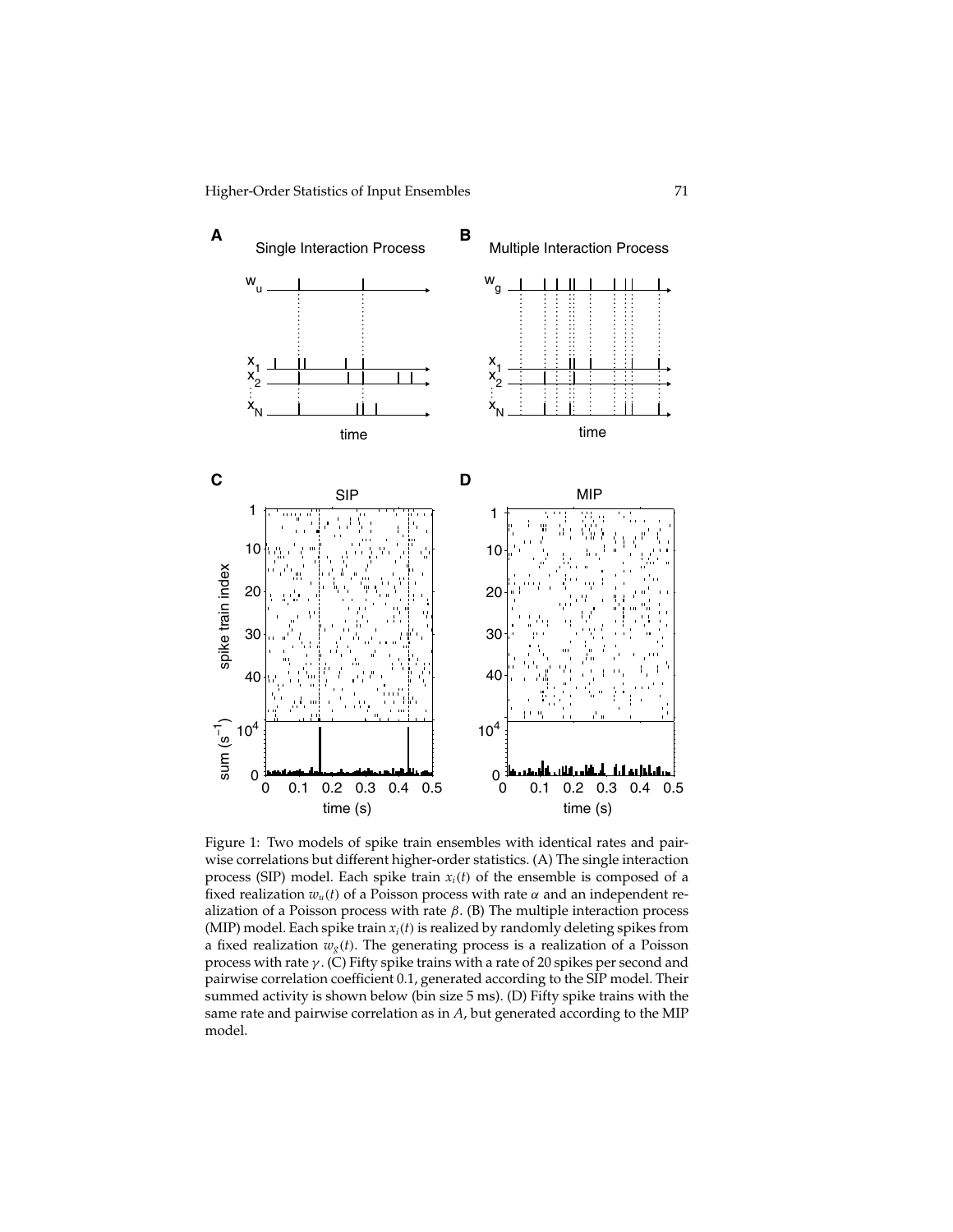Figure 1: Two models of spike train ensembles with identical rates and pairwise correlations but different higher-order statistics. (A) The single interaction process (SIP) model. Each spike train $x_i(t)$ of the ensemble is composed of a fixed realization $w_u(t)$ of a Poisson process with rate $\alpha$ and an independent realization of a Poisson process with rate $\beta$. (B) The multiple interaction process (MIP) model. Each spike train $x_i(t)$ is realized by randomly deleting spikes from a fixed realization $w_g(t)$. The generating process is a realization of a Poisson process with rate $\gamma$. (C) Fifty spike trains with a rate of 20 spikes per second and pairwise correlation coefficient 0.1, generated according to the SIP model. Their summed activity is shown below (bin size 5 ms). (D) Fifty spike trains with the same rate and pairwise correlation as in *A*, but generated according to the MIP model.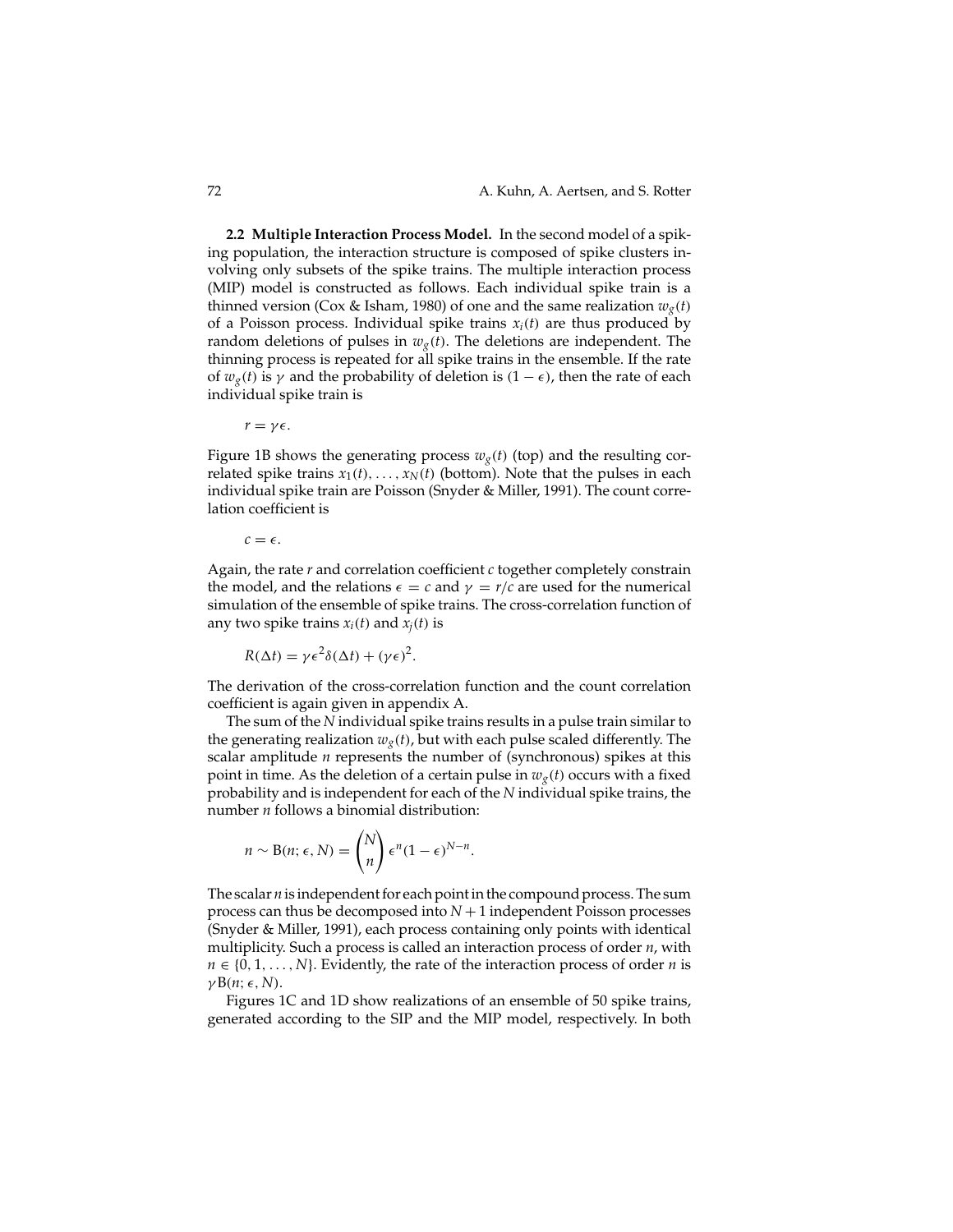**2.2 Multiple Interaction Process Model.** In the second model of a spiking population, the interaction structure is composed of spike clusters involving only subsets of the spike trains. The multiple interaction process (MIP) model is constructed as follows. Each individual spike train is a thinned version (Cox & Isham, 1980) of one and the same realization $w_g(t)$ of a Poisson process. Individual spike trains $x_i(t)$ are thus produced by random deletions of pulses in $w_g(t)$. The deletions are independent. The thinning process is repeated for all spike trains in the ensemble. If the rate of $w_g(t)$ is $\gamma$ and the probability of deletion is $(1 - \epsilon)$, then the rate of each individual spike train is

$$r = \gamma\epsilon.$$

Figure 1B shows the generating process $w_g(t)$ (top) and the resulting correlated spike trains $x_1(t), \ldots, x_N(t)$ (bottom). Note that the pulses in each individual spike train are Poisson (Snyder & Miller, 1991). The count correlation coefficient is

$$c = \epsilon.$$

Again, the rate $r$ and correlation coefficient $c$ together completely constrain the model, and the relations $\epsilon = c$ and $\gamma = r/c$ are used for the numerical simulation of the ensemble of spike trains. The cross-correlation function of any two spike trains $x_i(t)$ and $x_j(t)$ is

$$R(\Delta t) = \gamma\epsilon^2\delta(\Delta t) + (\gamma\epsilon)^2.$$

The derivation of the cross-correlation function and the count correlation coefficient is again given in appendix A.

The sum of the $N$ individual spike trains results in a pulse train similar to the generating realization $w_g(t)$, but with each pulse scaled differently. The scalar amplitude $n$ represents the number of (synchronous) spikes at this point in time. As the deletion of a certain pulse in $w_g(t)$ occurs with a fixed probability and is independent for each of the $N$ individual spike trains, the number $n$ follows a binomial distribution:

$$n \sim \mathrm{B}(n; \epsilon, N) = \binom{N}{n} \epsilon^n (1 - \epsilon)^{N-n}.$$

The scalar $n$ is independent for each point in the compound process. The sum process can thus be decomposed into $N+1$ independent Poisson processes (Snyder & Miller, 1991), each process containing only points with identical multiplicity. Such a process is called an interaction process of order $n$, with $n \in \{0, 1, \ldots, N\}$. Evidently, the rate of the interaction process of order $n$ is $\gamma\mathrm{B}(n; \epsilon, N)$.

Figures 1C and 1D show realizations of an ensemble of 50 spike trains, generated according to the SIP and the MIP model, respectively. In both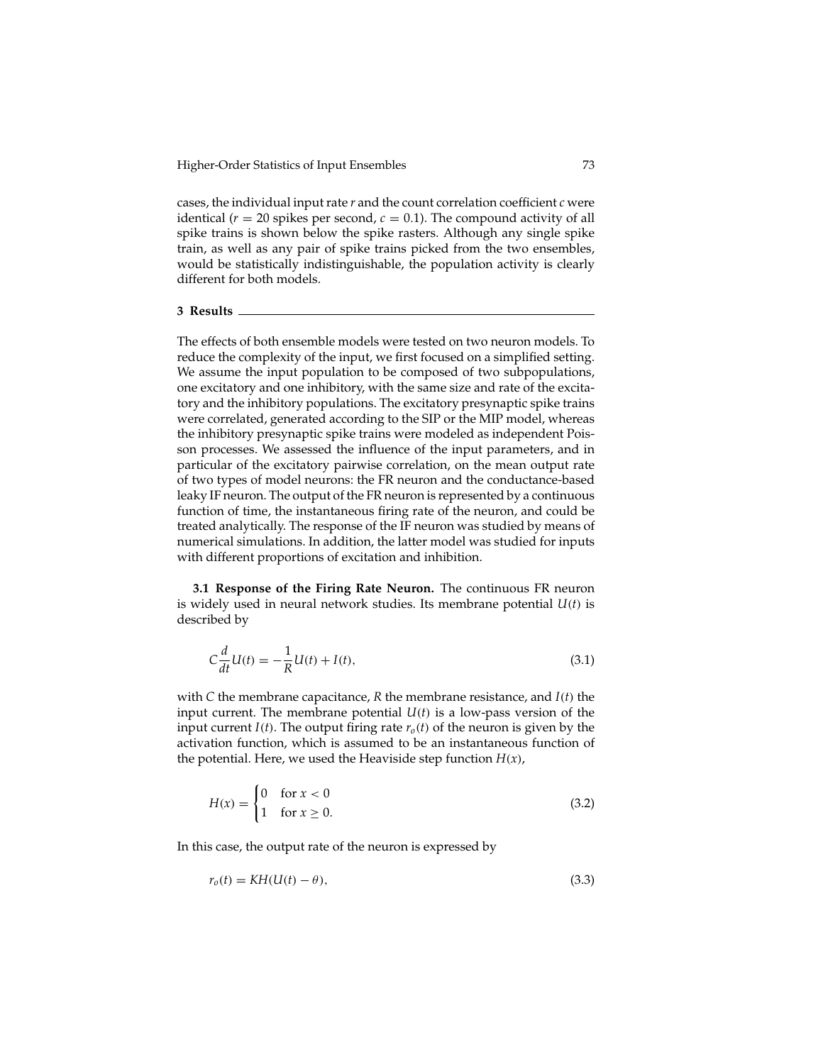cases, the individual input rate $r$ and the count correlation coefficient $c$ were identical ($r = 20$ spikes per second, $c = 0.1$). The compound activity of all spike trains is shown below the spike rasters. Although any single spike train, as well as any pair of spike trains picked from the two ensembles, would be statistically indistinguishable, the population activity is clearly different for both models.

## 3 Results

The effects of both ensemble models were tested on two neuron models. To reduce the complexity of the input, we first focused on a simplified setting. We assume the input population to be composed of two subpopulations, one excitatory and one inhibitory, with the same size and rate of the excitatory and the inhibitory populations. The excitatory presynaptic spike trains were correlated, generated according to the SIP or the MIP model, whereas the inhibitory presynaptic spike trains were modeled as independent Poisson processes. We assessed the influence of the input parameters, and in particular of the excitatory pairwise correlation, on the mean output rate of two types of model neurons: the FR neuron and the conductance-based leaky IF neuron. The output of the FR neuron is represented by a continuous function of time, the instantaneous firing rate of the neuron, and could be treated analytically. The response of the IF neuron was studied by means of numerical simulations. In addition, the latter model was studied for inputs with different proportions of excitation and inhibition.

**3.1 Response of the Firing Rate Neuron.** The continuous FR neuron is widely used in neural network studies. Its membrane potential $U(t)$ is described by

$$C\frac{d}{dt}U(t) = -\frac{1}{R}U(t) + I(t), \tag{3.1}$$

with $C$ the membrane capacitance, $R$ the membrane resistance, and $I(t)$ the input current. The membrane potential $U(t)$ is a low-pass version of the input current $I(t)$. The output firing rate $r_o(t)$ of the neuron is given by the activation function, which is assumed to be an instantaneous function of the potential. Here, we used the Heaviside step function $H(x)$,

$$H(x) = \begin{cases} 0 & \text{for } x < 0 \\ 1 & \text{for } x \geq 0. \end{cases} \tag{3.2}$$

In this case, the output rate of the neuron is expressed by

$$r_o(t) = KH(U(t) - \theta), \tag{3.3}$$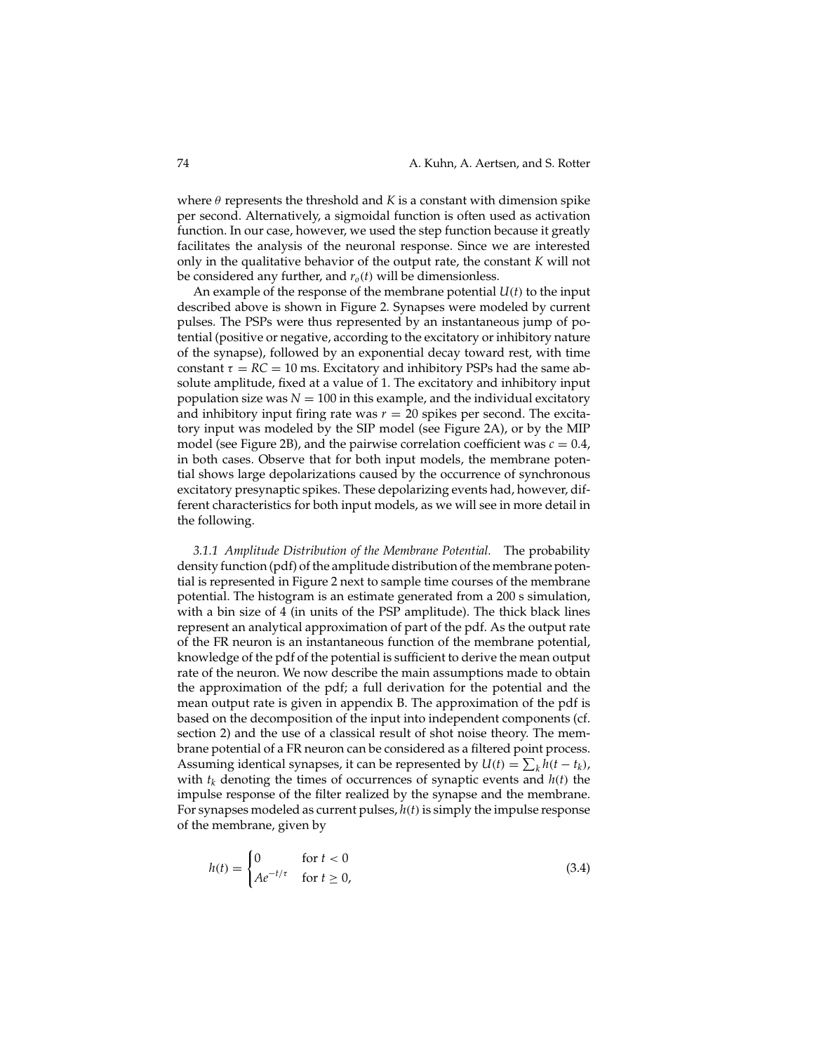where $\theta$ represents the threshold and $K$ is a constant with dimension spike per second. Alternatively, a sigmoidal function is often used as activation function. In our case, however, we used the step function because it greatly facilitates the analysis of the neuronal response. Since we are interested only in the qualitative behavior of the output rate, the constant $K$ will not be considered any further, and $r_o(t)$ will be dimensionless.

An example of the response of the membrane potential $U(t)$ to the input described above is shown in Figure 2. Synapses were modeled by current pulses. The PSPs were thus represented by an instantaneous jump of potential (positive or negative, according to the excitatory or inhibitory nature of the synapse), followed by an exponential decay toward rest, with time constant $\tau = RC = 10$ ms. Excitatory and inhibitory PSPs had the same absolute amplitude, fixed at a value of 1. The excitatory and inhibitory input population size was $N = 100$ in this example, and the individual excitatory and inhibitory input firing rate was $r = 20$ spikes per second. The excitatory input was modeled by the SIP model (see Figure 2A), or by the MIP model (see Figure 2B), and the pairwise correlation coefficient was $c = 0.4$, in both cases. Observe that for both input models, the membrane potential shows large depolarizations caused by the occurrence of synchronous excitatory presynaptic spikes. These depolarizing events had, however, different characteristics for both input models, as we will see in more detail in the following.

*3.1.1 Amplitude Distribution of the Membrane Potential.* The probability density function (pdf) of the amplitude distribution of the membrane potential is represented in Figure 2 next to sample time courses of the membrane potential. The histogram is an estimate generated from a 200 s simulation, with a bin size of 4 (in units of the PSP amplitude). The thick black lines represent an analytical approximation of part of the pdf. As the output rate of the FR neuron is an instantaneous function of the membrane potential, knowledge of the pdf of the potential is sufficient to derive the mean output rate of the neuron. We now describe the main assumptions made to obtain the approximation of the pdf; a full derivation for the potential and the mean output rate is given in appendix B. The approximation of the pdf is based on the decomposition of the input into independent components (cf. section 2) and the use of a classical result of shot noise theory. The membrane potential of a FR neuron can be considered as a filtered point process. Assuming identical synapses, it can be represented by $U(t) = \sum_k h(t - t_k)$, with $t_k$ denoting the times of occurrences of synaptic events and $h(t)$ the impulse response of the filter realized by the synapse and the membrane. For synapses modeled as current pulses, $h(t)$ is simply the impulse response of the membrane, given by

$$h(t) = \begin{cases} 0 & \text{for } t < 0 \\ Ae^{-t/\tau} & \text{for } t \geq 0, \end{cases} \tag{3.4}$$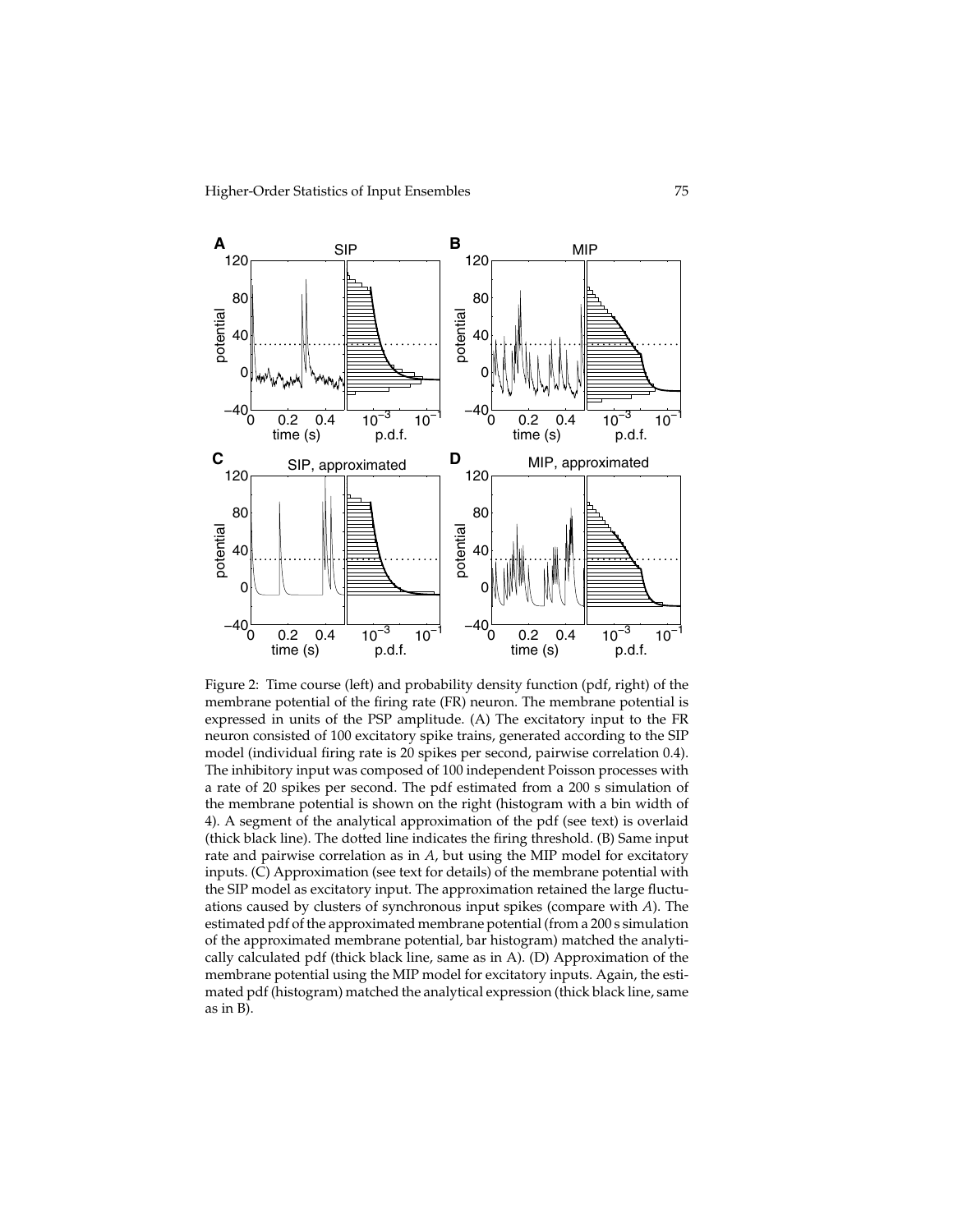Figure 2: Time course (left) and probability density function (pdf, right) of the membrane potential of the firing rate (FR) neuron. The membrane potential is expressed in units of the PSP amplitude. (A) The excitatory input to the FR neuron consisted of 100 excitatory spike trains, generated according to the SIP model (individual firing rate is 20 spikes per second, pairwise correlation 0.4). The inhibitory input was composed of 100 independent Poisson processes with a rate of 20 spikes per second. The pdf estimated from a 200 s simulation of the membrane potential is shown on the right (histogram with a bin width of 4). A segment of the analytical approximation of the pdf (see text) is overlaid (thick black line). The dotted line indicates the firing threshold. (B) Same input rate and pairwise correlation as in *A*, but using the MIP model for excitatory inputs. (C) Approximation (see text for details) of the membrane potential with the SIP model as excitatory input. The approximation retained the large fluctuations caused by clusters of synchronous input spikes (compare with *A*). The estimated pdf of the approximated membrane potential (from a 200 s simulation of the approximated membrane potential, bar histogram) matched the analytically calculated pdf (thick black line, same as in A). (D) Approximation of the membrane potential using the MIP model for excitatory inputs. Again, the estimated pdf (histogram) matched the analytical expression (thick black line, same as in B).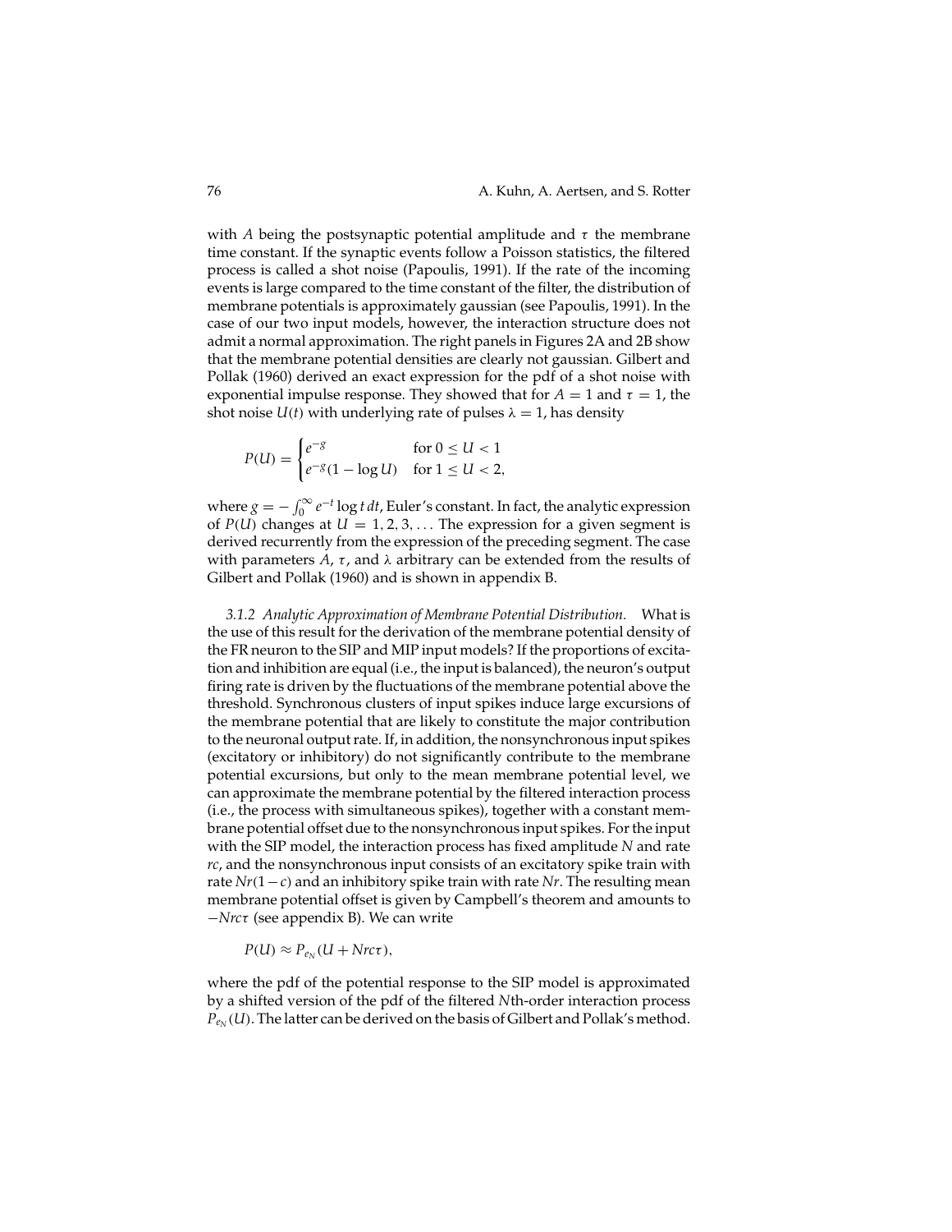with $A$ being the postsynaptic potential amplitude and $\tau$ the membrane time constant. If the synaptic events follow a Poisson statistics, the filtered process is called a shot noise (Papoulis, 1991). If the rate of the incoming events is large compared to the time constant of the filter, the distribution of membrane potentials is approximately gaussian (see Papoulis, 1991). In the case of our two input models, however, the interaction structure does not admit a normal approximation. The right panels in Figures 2A and 2B show that the membrane potential densities are clearly not gaussian. Gilbert and Pollak (1960) derived an exact expression for the pdf of a shot noise with exponential impulse response. They showed that for $A = 1$ and $\tau = 1$, the shot noise $U(t)$ with underlying rate of pulses $\lambda = 1$, has density

$$P(U) = \begin{cases} e^{-g} & \text{for } 0 \leq U < 1 \\ e^{-g}(1 - \log U) & \text{for } 1 \leq U < 2, \end{cases}$$

where $g = -\int_0^\infty e^{-t} \log t \, dt$, Euler's constant. In fact, the analytic expression of $P(U)$ changes at $U = 1, 2, 3, \ldots$ The expression for a given segment is derived recurrently from the expression of the preceding segment. The case with parameters $A$, $\tau$, and $\lambda$ arbitrary can be extended from the results of Gilbert and Pollak (1960) and is shown in appendix B.

*3.1.2 Analytic Approximation of Membrane Potential Distribution.* What is the use of this result for the derivation of the membrane potential density of the FR neuron to the SIP and MIP input models? If the proportions of excitation and inhibition are equal (i.e., the input is balanced), the neuron's output firing rate is driven by the fluctuations of the membrane potential above the threshold. Synchronous clusters of input spikes induce large excursions of the membrane potential that are likely to constitute the major contribution to the neuronal output rate. If, in addition, the nonsynchronous input spikes (excitatory or inhibitory) do not significantly contribute to the membrane potential excursions, but only to the mean membrane potential level, we can approximate the membrane potential by the filtered interaction process (i.e., the process with simultaneous spikes), together with a constant membrane potential offset due to the nonsynchronous input spikes. For the input with the SIP model, the interaction process has fixed amplitude $N$ and rate $rc$, and the nonsynchronous input consists of an excitatory spike train with rate $Nr(1-c)$ and an inhibitory spike train with rate $Nr$. The resulting mean membrane potential offset is given by Campbell's theorem and amounts to $-Nrc\tau$ (see appendix B). We can write

$$P(U) \approx P_{e_N}(U + Nrc\tau),$$

where the pdf of the potential response to the SIP model is approximated by a shifted version of the pdf of the filtered $N$th-order interaction process $P_{e_N}(U)$. The latter can be derived on the basis of Gilbert and Pollak's method.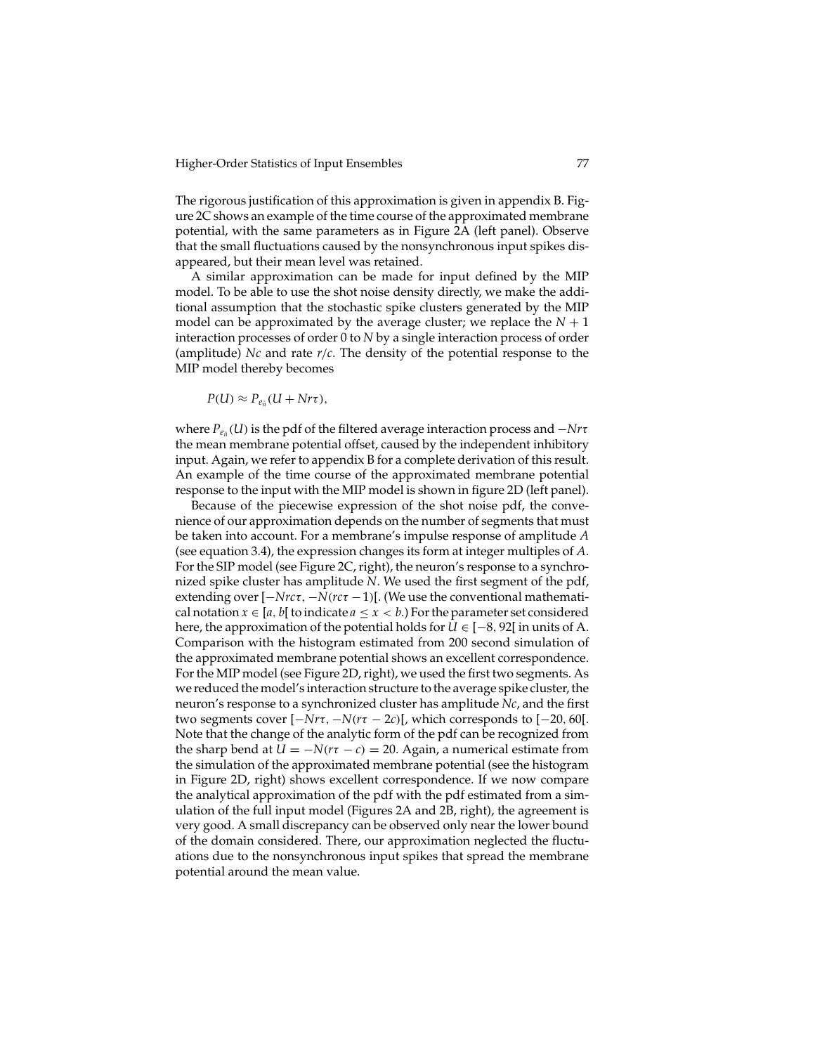The rigorous justification of this approximation is given in appendix B. Figure 2C shows an example of the time course of the approximated membrane potential, with the same parameters as in Figure 2A (left panel). Observe that the small fluctuations caused by the nonsynchronous input spikes disappeared, but their mean level was retained.

A similar approximation can be made for input defined by the MIP model. To be able to use the shot noise density directly, we make the additional assumption that the stochastic spike clusters generated by the MIP model can be approximated by the average cluster; we replace the $N + 1$ interaction processes of order 0 to $N$ by a single interaction process of order (amplitude) $Nc$ and rate $r/c$. The density of the potential response to the MIP model thereby becomes

$$P(U) \approx P_{e_{\bar{n}}}(U + Nr\tau),$$

where $P_{e_{\bar{n}}}(U)$ is the pdf of the filtered average interaction process and $-Nr\tau$ the mean membrane potential offset, caused by the independent inhibitory input. Again, we refer to appendix B for a complete derivation of this result. An example of the time course of the approximated membrane potential response to the input with the MIP model is shown in figure 2D (left panel).

Because of the piecewise expression of the shot noise pdf, the convenience of our approximation depends on the number of segments that must be taken into account. For a membrane's impulse response of amplitude $A$ (see equation 3.4), the expression changes its form at integer multiples of $A$. For the SIP model (see Figure 2C, right), the neuron's response to a synchronized spike cluster has amplitude $N$. We used the first segment of the pdf, extending over $[-Nrc\tau, -N(rc\tau - 1)[$. (We use the conventional mathematical notation $x \in [a, b[$ to indicate $a \leq x < b$.) For the parameter set considered here, the approximation of the potential holds for $U \in [-8, 92[$ in units of A. Comparison with the histogram estimated from 200 second simulation of the approximated membrane potential shows an excellent correspondence. For the MIP model (see Figure 2D, right), we used the first two segments. As we reduced the model's interaction structure to the average spike cluster, the neuron's response to a synchronized cluster has amplitude $Nc$, and the first two segments cover $[-Nr\tau, -N(r\tau - 2c)[$, which corresponds to $[-20, 60[$. Note that the change of the analytic form of the pdf can be recognized from the sharp bend at $U = -N(r\tau - c) = 20$. Again, a numerical estimate from the simulation of the approximated membrane potential (see the histogram in Figure 2D, right) shows excellent correspondence. If we now compare the analytical approximation of the pdf with the pdf estimated from a simulation of the full input model (Figures 2A and 2B, right), the agreement is very good. A small discrepancy can be observed only near the lower bound of the domain considered. There, our approximation neglected the fluctuations due to the nonsynchronous input spikes that spread the membrane potential around the mean value.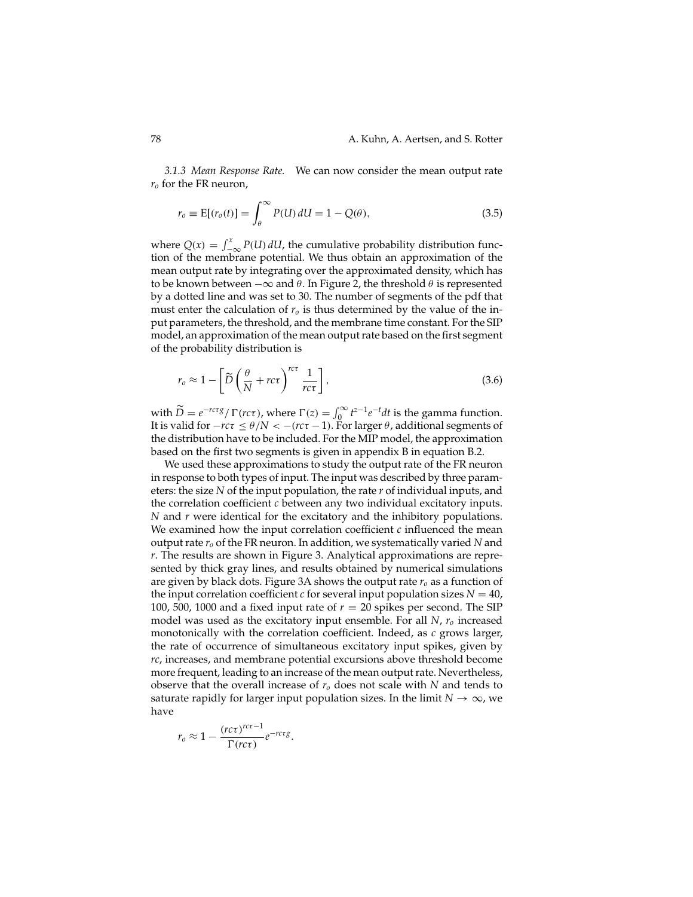*3.1.3 Mean Response Rate.* We can now consider the mean output rate $r_o$ for the FR neuron,

$$r_o \equiv \mathrm{E}[(r_o(t)] = \int_{\theta}^{\infty} P(U)\, dU = 1 - Q(\theta), \tag{3.5}$$

where $Q(x) = \int_{-\infty}^{x} P(U)\, dU$, the cumulative probability distribution function of the membrane potential. We thus obtain an approximation of the mean output rate by integrating over the approximated density, which has to be known between $-\infty$ and $\theta$. In Figure 2, the threshold $\theta$ is represented by a dotted line and was set to 30. The number of segments of the pdf that must enter the calculation of $r_o$ is thus determined by the value of the input parameters, the threshold, and the membrane time constant. For the SIP model, an approximation of the mean output rate based on the first segment of the probability distribution is

$$r_o \approx 1 - \left[ \widetilde{D} \left( \frac{\theta}{N} + rc\tau \right)^{rc\tau} \frac{1}{rc\tau} \right], \tag{3.6}$$

with $\widetilde{D} = e^{-rc\tau g} / \Gamma(rc\tau)$, where $\Gamma(z) = \int_0^{\infty} t^{z-1} e^{-t} dt$ is the gamma function. It is valid for $-rc\tau \leq \theta/N < -(rc\tau - 1)$. For larger $\theta$, additional segments of the distribution have to be included. For the MIP model, the approximation based on the first two segments is given in appendix B in equation B.2.

We used these approximations to study the output rate of the FR neuron in response to both types of input. The input was described by three parameters: the size $N$ of the input population, the rate $r$ of individual inputs, and the correlation coefficient $c$ between any two individual excitatory inputs. $N$ and $r$ were identical for the excitatory and the inhibitory populations. We examined how the input correlation coefficient $c$ influenced the mean output rate $r_o$ of the FR neuron. In addition, we systematically varied $N$ and $r$. The results are shown in Figure 3. Analytical approximations are represented by thick gray lines, and results obtained by numerical simulations are given by black dots. Figure 3A shows the output rate $r_o$ as a function of the input correlation coefficient $c$ for several input population sizes $N = 40$, 100, 500, 1000 and a fixed input rate of $r = 20$ spikes per second. The SIP model was used as the excitatory input ensemble. For all $N$, $r_o$ increased monotonically with the correlation coefficient. Indeed, as $c$ grows larger, the rate of occurrence of simultaneous excitatory input spikes, given by $rc$, increases, and membrane potential excursions above threshold become more frequent, leading to an increase of the mean output rate. Nevertheless, observe that the overall increase of $r_o$ does not scale with $N$ and tends to saturate rapidly for larger input population sizes. In the limit $N \to \infty$, we have

$$r_o \approx 1 - \frac{(rc\tau)^{rc\tau - 1}}{\Gamma(rc\tau)} e^{-rc\tau g}.$$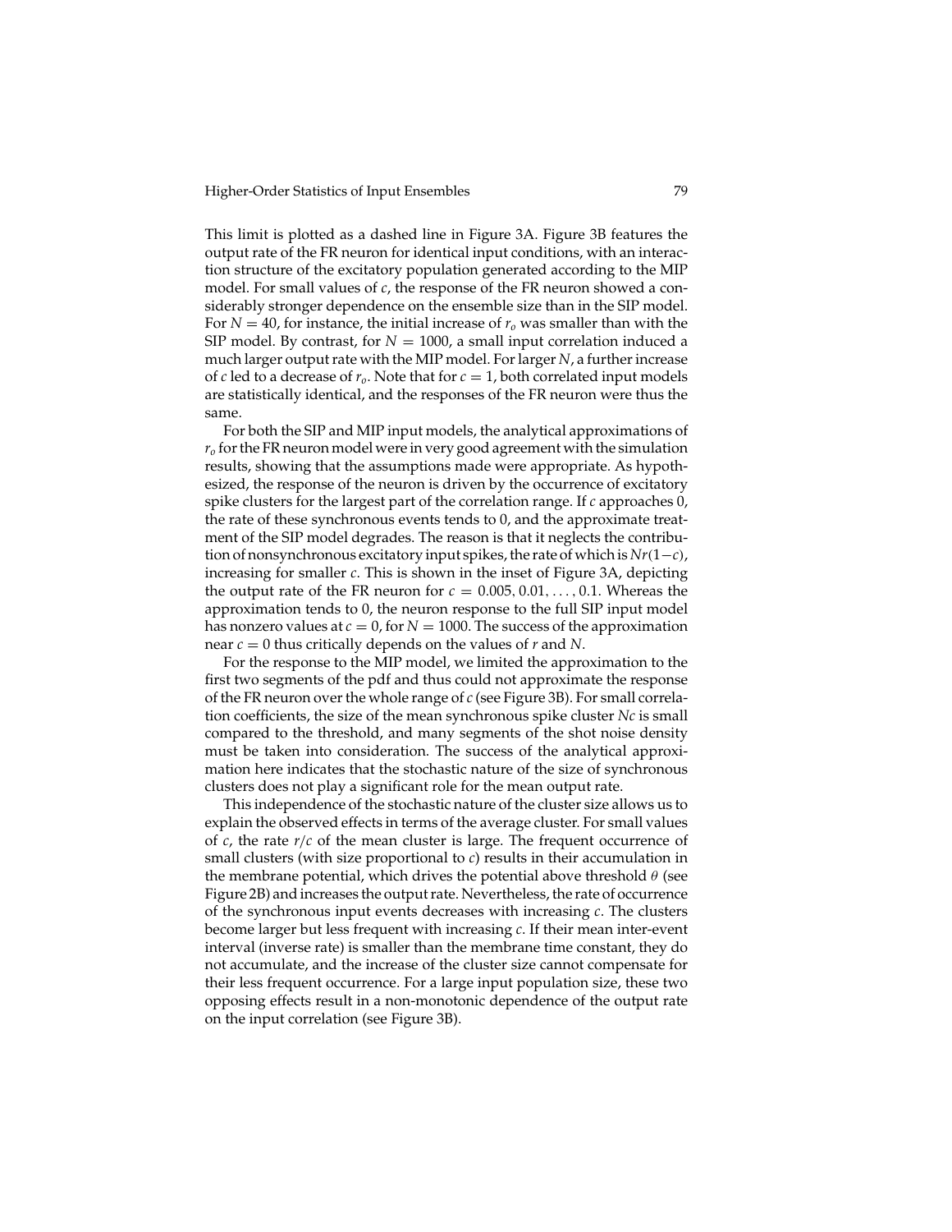This limit is plotted as a dashed line in Figure 3A. Figure 3B features the output rate of the FR neuron for identical input conditions, with an interaction structure of the excitatory population generated according to the MIP model. For small values of $c$, the response of the FR neuron showed a considerably stronger dependence on the ensemble size than in the SIP model. For $N = 40$, for instance, the initial increase of $r_o$ was smaller than with the SIP model. By contrast, for $N = 1000$, a small input correlation induced a much larger output rate with the MIP model. For larger $N$, a further increase of $c$ led to a decrease of $r_o$. Note that for $c = 1$, both correlated input models are statistically identical, and the responses of the FR neuron were thus the same.

For both the SIP and MIP input models, the analytical approximations of $r_o$ for the FR neuron model were in very good agreement with the simulation results, showing that the assumptions made were appropriate. As hypothesized, the response of the neuron is driven by the occurrence of excitatory spike clusters for the largest part of the correlation range. If $c$ approaches 0, the rate of these synchronous events tends to 0, and the approximate treatment of the SIP model degrades. The reason is that it neglects the contribution of nonsynchronous excitatory input spikes, the rate of which is $Nr(1-c)$, increasing for smaller $c$. This is shown in the inset of Figure 3A, depicting the output rate of the FR neuron for $c = 0.005, 0.01, \ldots, 0.1$. Whereas the approximation tends to 0, the neuron response to the full SIP input model has nonzero values at $c = 0$, for $N = 1000$. The success of the approximation near $c = 0$ thus critically depends on the values of $r$ and $N$.

For the response to the MIP model, we limited the approximation to the first two segments of the pdf and thus could not approximate the response of the FR neuron over the whole range of $c$ (see Figure 3B). For small correlation coefficients, the size of the mean synchronous spike cluster $Nc$ is small compared to the threshold, and many segments of the shot noise density must be taken into consideration. The success of the analytical approximation here indicates that the stochastic nature of the size of synchronous clusters does not play a significant role for the mean output rate.

This independence of the stochastic nature of the cluster size allows us to explain the observed effects in terms of the average cluster. For small values of $c$, the rate $r/c$ of the mean cluster is large. The frequent occurrence of small clusters (with size proportional to $c$) results in their accumulation in the membrane potential, which drives the potential above threshold $\theta$ (see Figure 2B) and increases the output rate. Nevertheless, the rate of occurrence of the synchronous input events decreases with increasing $c$. The clusters become larger but less frequent with increasing $c$. If their mean inter-event interval (inverse rate) is smaller than the membrane time constant, they do not accumulate, and the increase of the cluster size cannot compensate for their less frequent occurrence. For a large input population size, these two opposing effects result in a non-monotonic dependence of the output rate on the input correlation (see Figure 3B).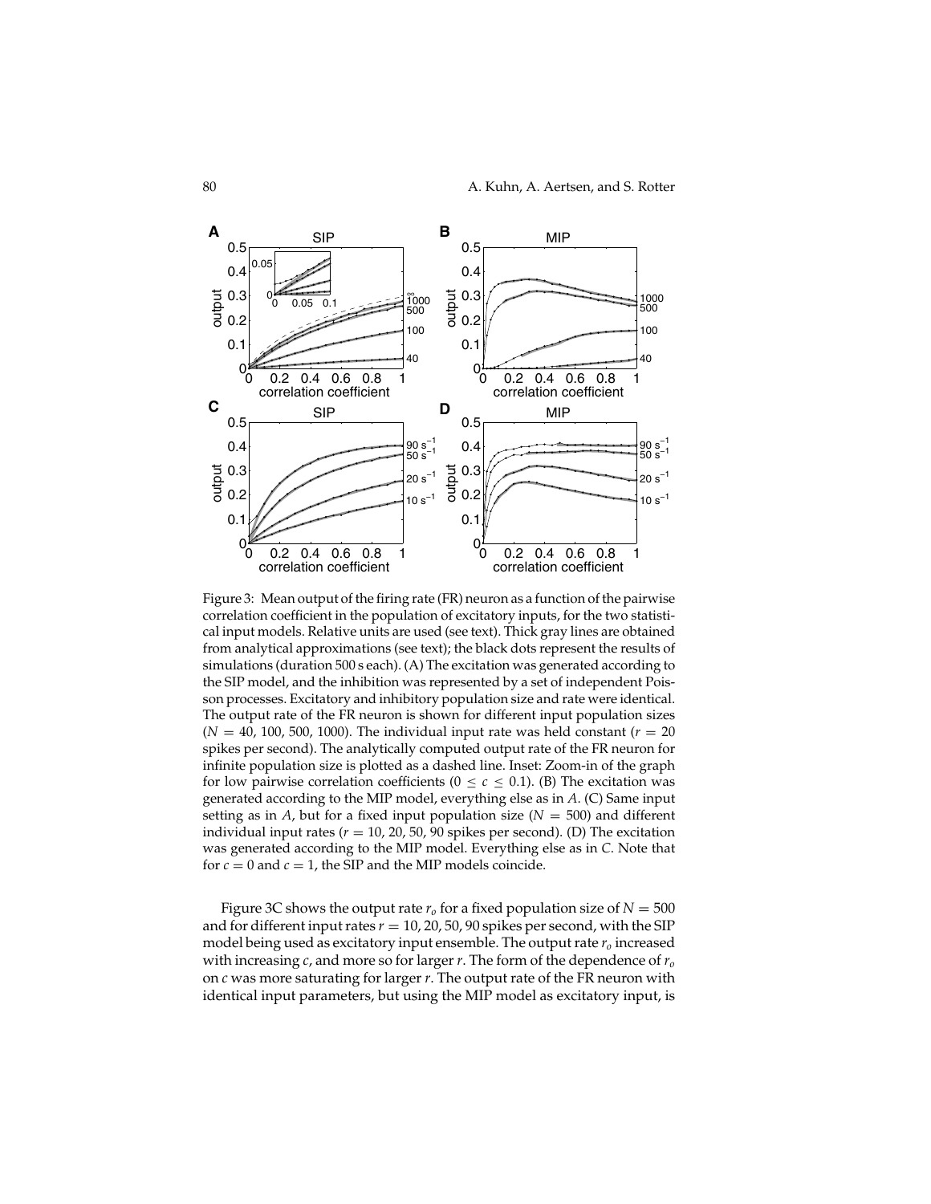Figure 3: Mean output of the firing rate (FR) neuron as a function of the pairwise correlation coefficient in the population of excitatory inputs, for the two statistical input models. Relative units are used (see text). Thick gray lines are obtained from analytical approximations (see text); the black dots represent the results of simulations (duration 500 s each). (A) The excitation was generated according to the SIP model, and the inhibition was represented by a set of independent Poisson processes. Excitatory and inhibitory population size and rate were identical. The output rate of the FR neuron is shown for different input population sizes ($N$ = 40, 100, 500, 1000). The individual input rate was held constant ($r$ = 20 spikes per second). The analytically computed output rate of the FR neuron for infinite population size is plotted as a dashed line. Inset: Zoom-in of the graph for low pairwise correlation coefficients ($0 \leq c \leq 0.1$). (B) The excitation was generated according to the MIP model, everything else as in *A*. (C) Same input setting as in *A*, but for a fixed input population size ($N = 500$) and different individual input rates ($r$ = 10, 20, 50, 90 spikes per second). (D) The excitation was generated according to the MIP model. Everything else as in *C*. Note that for $c = 0$ and $c = 1$, the SIP and the MIP models coincide.

Figure 3C shows the output rate $r_o$ for a fixed population size of $N = 500$ and for different input rates $r = 10, 20, 50, 90$ spikes per second, with the SIP model being used as excitatory input ensemble. The output rate $r_o$ increased with increasing $c$, and more so for larger $r$. The form of the dependence of $r_o$ on $c$ was more saturating for larger $r$. The output rate of the FR neuron with identical input parameters, but using the MIP model as excitatory input, is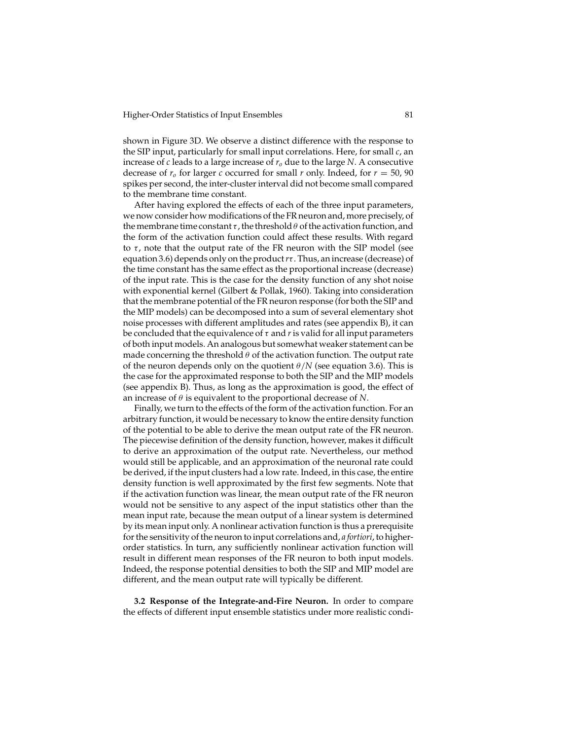shown in Figure 3D. We observe a distinct difference with the response to the SIP input, particularly for small input correlations. Here, for small $c$, an increase of $c$ leads to a large increase of $r_o$ due to the large $N$. A consecutive decrease of $r_o$ for larger $c$ occurred for small $r$ only. Indeed, for $r = 50$, 90 spikes per second, the inter-cluster interval did not become small compared to the membrane time constant.

After having explored the effects of each of the three input parameters, we now consider how modifications of the FR neuron and, more precisely, of the membrane time constant $\tau$, the threshold $\theta$ of the activation function, and the form of the activation function could affect these results. With regard to $\tau$, note that the output rate of the FR neuron with the SIP model (see equation 3.6) depends only on the product $r\tau$. Thus, an increase (decrease) of the time constant has the same effect as the proportional increase (decrease) of the input rate. This is the case for the density function of any shot noise with exponential kernel (Gilbert & Pollak, 1960). Taking into consideration that the membrane potential of the FR neuron response (for both the SIP and the MIP models) can be decomposed into a sum of several elementary shot noise processes with different amplitudes and rates (see appendix B), it can be concluded that the equivalence of $\tau$ and $r$ is valid for all input parameters of both input models. An analogous but somewhat weaker statement can be made concerning the threshold $\theta$ of the activation function. The output rate of the neuron depends only on the quotient $\theta/N$ (see equation 3.6). This is the case for the approximated response to both the SIP and the MIP models (see appendix B). Thus, as long as the approximation is good, the effect of an increase of $\theta$ is equivalent to the proportional decrease of $N$.

Finally, we turn to the effects of the form of the activation function. For an arbitrary function, it would be necessary to know the entire density function of the potential to be able to derive the mean output rate of the FR neuron. The piecewise definition of the density function, however, makes it difficult to derive an approximation of the output rate. Nevertheless, our method would still be applicable, and an approximation of the neuronal rate could be derived, if the input clusters had a low rate. Indeed, in this case, the entire density function is well approximated by the first few segments. Note that if the activation function was linear, the mean output rate of the FR neuron would not be sensitive to any aspect of the input statistics other than the mean input rate, because the mean output of a linear system is determined by its mean input only. A nonlinear activation function is thus a prerequisite for the sensitivity of the neuron to input correlations and, *a fortiori*, to higher-order statistics. In turn, any sufficiently nonlinear activation function will result in different mean responses of the FR neuron to both input models. Indeed, the response potential densities to both the SIP and MIP model are different, and the mean output rate will typically be different.

**3.2 Response of the Integrate-and-Fire Neuron.** In order to compare the effects of different input ensemble statistics under more realistic condi-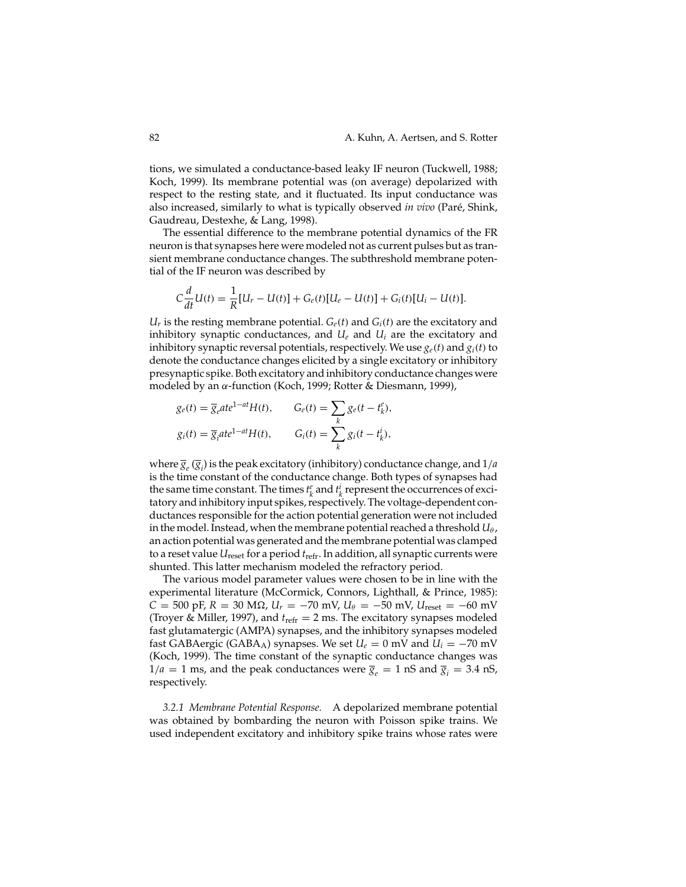tions, we simulated a conductance-based leaky IF neuron (Tuckwell, 1988; Koch, 1999). Its membrane potential was (on average) depolarized with respect to the resting state, and it fluctuated. Its input conductance was also increased, similarly to what is typically observed *in vivo* (Paré, Shink, Gaudreau, Destexhe, & Lang, 1998).

The essential difference to the membrane potential dynamics of the FR neuron is that synapses here were modeled not as current pulses but as transient membrane conductance changes. The subthreshold membrane potential of the IF neuron was described by

$$C\frac{d}{dt}U(t) = \frac{1}{R}[U_r - U(t)] + G_e(t)[U_e - U(t)] + G_i(t)[U_i - U(t)].$$

$U_r$ is the resting membrane potential. $G_e(t)$ and $G_i(t)$ are the excitatory and inhibitory synaptic conductances, and $U_e$ and $U_i$ are the excitatory and inhibitory synaptic reversal potentials, respectively. We use $g_e(t)$ and $g_i(t)$ to denote the conductance changes elicited by a single excitatory or inhibitory presynaptic spike. Both excitatory and inhibitory conductance changes were modeled by an $\alpha$-function (Koch, 1999; Rotter & Diesmann, 1999),

$$g_e(t) = \overline{g}_e ate^{1-at}H(t), \qquad G_e(t) = \sum_k g_e(t - t_k^e),$$

$$g_i(t) = \overline{g}_i ate^{1-at}H(t), \qquad G_i(t) = \sum_k g_i(t - t_k^i),$$

where $\overline{g}_e$ ($\overline{g}_i$) is the peak excitatory (inhibitory) conductance change, and $1/a$ is the time constant of the conductance change. Both types of synapses had the same time constant. The times $t_k^e$ and $t_k^i$ represent the occurrences of excitatory and inhibitory input spikes, respectively. The voltage-dependent conductances responsible for the action potential generation were not included in the model. Instead, when the membrane potential reached a threshold $U_\theta$, an action potential was generated and the membrane potential was clamped to a reset value $U_{\text{reset}}$ for a period $t_{\text{refr}}$. In addition, all synaptic currents were shunted. This latter mechanism modeled the refractory period.

The various model parameter values were chosen to be in line with the experimental literature (McCormick, Connors, Lighthall, & Prince, 1985): $C = 500$ pF, $R = 30$ M$\Omega$, $U_r = -70$ mV, $U_\theta = -50$ mV, $U_{\text{reset}} = -60$ mV (Troyer & Miller, 1997), and $t_{\text{refr}} = 2$ ms. The excitatory synapses modeled fast glutamatergic (AMPA) synapses, and the inhibitory synapses modeled fast GABAergic ($\text{GABA}_\text{A}$) synapses. We set $U_e = 0$ mV and $U_i = -70$ mV (Koch, 1999). The time constant of the synaptic conductance changes was $1/a = 1$ ms, and the peak conductances were $\overline{g}_e = 1$ nS and $\overline{g}_i = 3.4$ nS, respectively.

*3.2.1 Membrane Potential Response.* A depolarized membrane potential was obtained by bombarding the neuron with Poisson spike trains. We used independent excitatory and inhibitory spike trains whose rates were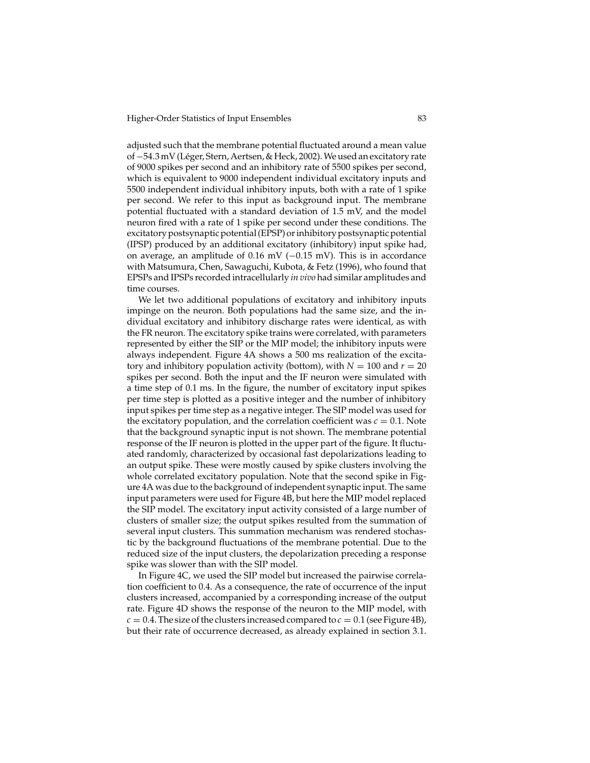adjusted such that the membrane potential fluctuated around a mean value of $-54.3$ mV (Léger, Stern, Aertsen, & Heck, 2002). We used an excitatory rate of 9000 spikes per second and an inhibitory rate of 5500 spikes per second, which is equivalent to 9000 independent individual excitatory inputs and 5500 independent individual inhibitory inputs, both with a rate of 1 spike per second. We refer to this input as background input. The membrane potential fluctuated with a standard deviation of 1.5 mV, and the model neuron fired with a rate of 1 spike per second under these conditions. The excitatory postsynaptic potential (EPSP) or inhibitory postsynaptic potential (IPSP) produced by an additional excitatory (inhibitory) input spike had, on average, an amplitude of 0.16 mV ($-0.15$ mV). This is in accordance with Matsumura, Chen, Sawaguchi, Kubota, & Fetz (1996), who found that EPSPs and IPSPs recorded intracellularly *in vivo* had similar amplitudes and time courses.

We let two additional populations of excitatory and inhibitory inputs impinge on the neuron. Both populations had the same size, and the individual excitatory and inhibitory discharge rates were identical, as with the FR neuron. The excitatory spike trains were correlated, with parameters represented by either the SIP or the MIP model; the inhibitory inputs were always independent. Figure 4A shows a 500 ms realization of the excitatory and inhibitory population activity (bottom), with $N = 100$ and $r = 20$ spikes per second. Both the input and the IF neuron were simulated with a time step of 0.1 ms. In the figure, the number of excitatory input spikes per time step is plotted as a positive integer and the number of inhibitory input spikes per time step as a negative integer. The SIP model was used for the excitatory population, and the correlation coefficient was $c = 0.1$. Note that the background synaptic input is not shown. The membrane potential response of the IF neuron is plotted in the upper part of the figure. It fluctuated randomly, characterized by occasional fast depolarizations leading to an output spike. These were mostly caused by spike clusters involving the whole correlated excitatory population. Note that the second spike in Figure 4A was due to the background of independent synaptic input. The same input parameters were used for Figure 4B, but here the MIP model replaced the SIP model. The excitatory input activity consisted of a large number of clusters of smaller size; the output spikes resulted from the summation of several input clusters. This summation mechanism was rendered stochastic by the background fluctuations of the membrane potential. Due to the reduced size of the input clusters, the depolarization preceding a response spike was slower than with the SIP model.

In Figure 4C, we used the SIP model but increased the pairwise correlation coefficient to 0.4. As a consequence, the rate of occurrence of the input clusters increased, accompanied by a corresponding increase of the output rate. Figure 4D shows the response of the neuron to the MIP model, with $c = 0.4$. The size of the clusters increased compared to $c = 0.1$ (see Figure 4B), but their rate of occurrence decreased, as already explained in section 3.1.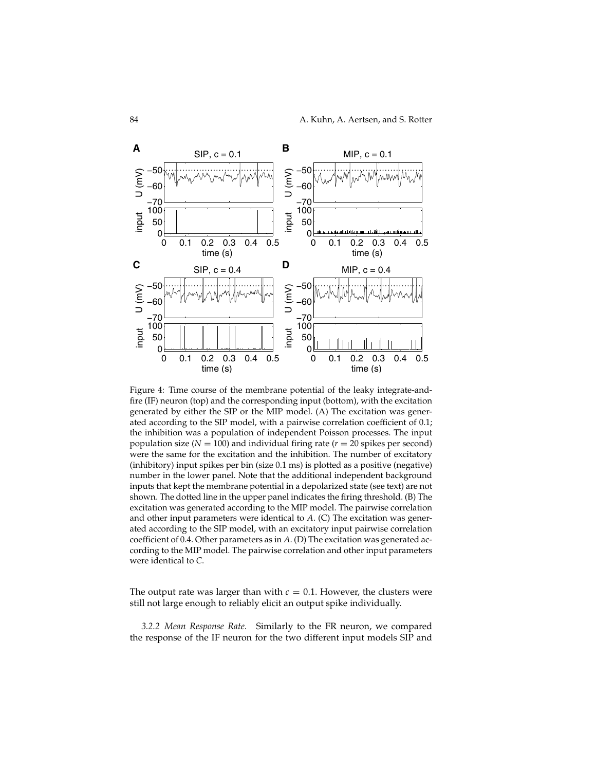Figure 4: Time course of the membrane potential of the leaky integrate-and-fire (IF) neuron (top) and the corresponding input (bottom), with the excitation generated by either the SIP or the MIP model. (A) The excitation was generated according to the SIP model, with a pairwise correlation coefficient of 0.1; the inhibition was a population of independent Poisson processes. The input population size ($N = 100$) and individual firing rate ($r = 20$ spikes per second) were the same for the excitation and the inhibition. The number of excitatory (inhibitory) input spikes per bin (size 0.1 ms) is plotted as a positive (negative) number in the lower panel. Note that the additional independent background inputs that kept the membrane potential in a depolarized state (see text) are not shown. The dotted line in the upper panel indicates the firing threshold. (B) The excitation was generated according to the MIP model. The pairwise correlation and other input parameters were identical to *A*. (C) The excitation was generated according to the SIP model, with an excitatory input pairwise correlation coefficient of 0.4. Other parameters as in *A*. (D) The excitation was generated according to the MIP model. The pairwise correlation and other input parameters were identical to *C*.

The output rate was larger than with $c = 0.1$. However, the clusters were still not large enough to reliably elicit an output spike individually.

*3.2.2 Mean Response Rate.* Similarly to the FR neuron, we compared the response of the IF neuron for the two different input models SIP and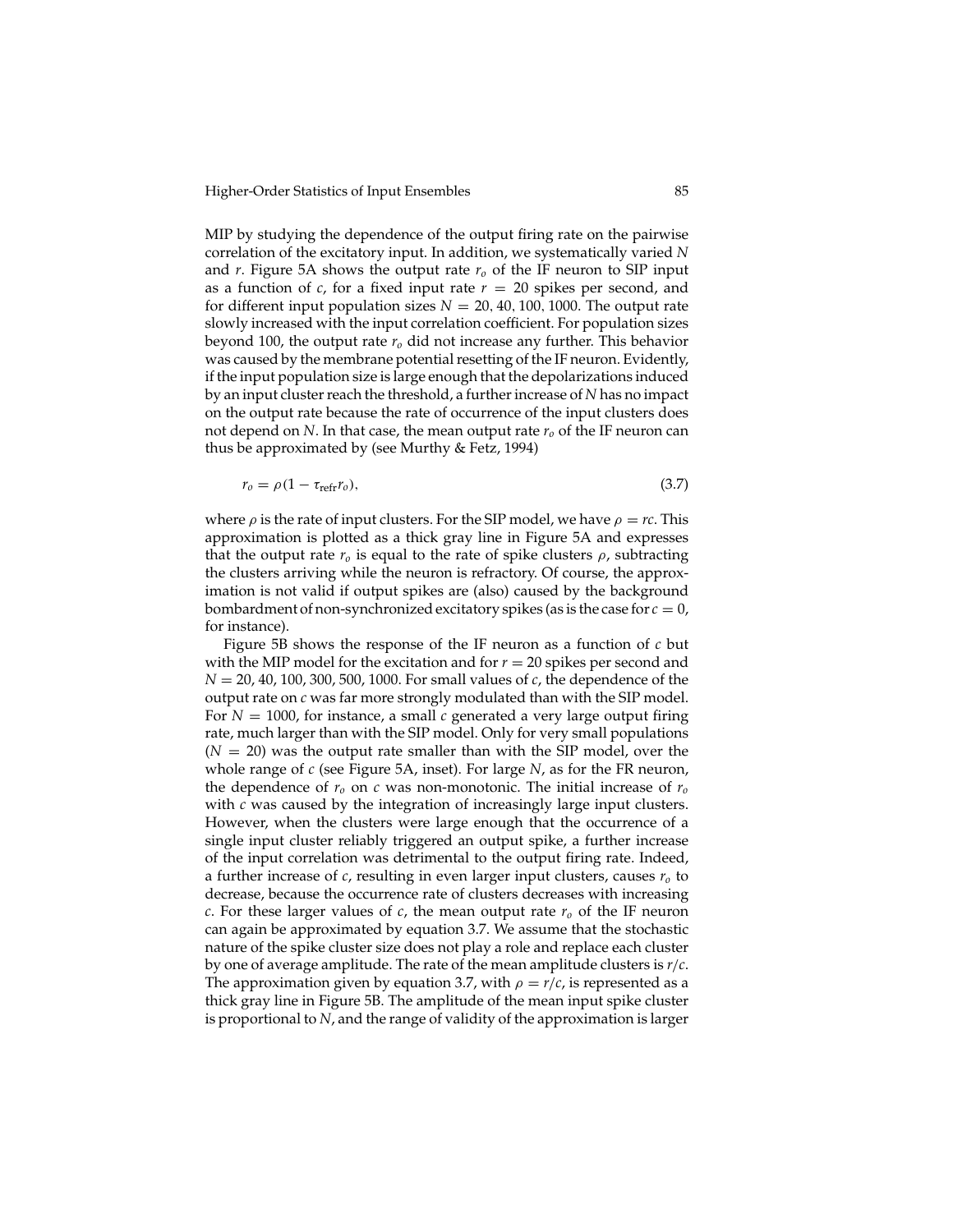MIP by studying the dependence of the output firing rate on the pairwise correlation of the excitatory input. In addition, we systematically varied $N$ and $r$. Figure 5A shows the output rate $r_o$ of the IF neuron to SIP input as a function of $c$, for a fixed input rate $r = 20$ spikes per second, and for different input population sizes $N = 20, 40, 100, 1000$. The output rate slowly increased with the input correlation coefficient. For population sizes beyond 100, the output rate $r_o$ did not increase any further. This behavior was caused by the membrane potential resetting of the IF neuron. Evidently, if the input population size is large enough that the depolarizations induced by an input cluster reach the threshold, a further increase of $N$ has no impact on the output rate because the rate of occurrence of the input clusters does not depend on $N$. In that case, the mean output rate $r_o$ of the IF neuron can thus be approximated by (see Murthy & Fetz, 1994)

$$r_o = \rho(1 - \tau_{\text{refr}} r_o), \tag{3.7}$$

where $\rho$ is the rate of input clusters. For the SIP model, we have $\rho = rc$. This approximation is plotted as a thick gray line in Figure 5A and expresses that the output rate $r_o$ is equal to the rate of spike clusters $\rho$, subtracting the clusters arriving while the neuron is refractory. Of course, the approximation is not valid if output spikes are (also) caused by the background bombardment of non-synchronized excitatory spikes (as is the case for $c = 0$, for instance).

Figure 5B shows the response of the IF neuron as a function of $c$ but with the MIP model for the excitation and for $r = 20$ spikes per second and $N = 20, 40, 100, 300, 500, 1000$. For small values of $c$, the dependence of the output rate on $c$ was far more strongly modulated than with the SIP model. For $N = 1000$, for instance, a small $c$ generated a very large output firing rate, much larger than with the SIP model. Only for very small populations ($N = 20$) was the output rate smaller than with the SIP model, over the whole range of $c$ (see Figure 5A, inset). For large $N$, as for the FR neuron, the dependence of $r_o$ on $c$ was non-monotonic. The initial increase of $r_o$ with $c$ was caused by the integration of increasingly large input clusters. However, when the clusters were large enough that the occurrence of a single input cluster reliably triggered an output spike, a further increase of the input correlation was detrimental to the output firing rate. Indeed, a further increase of $c$, resulting in even larger input clusters, causes $r_o$ to decrease, because the occurrence rate of clusters decreases with increasing $c$. For these larger values of $c$, the mean output rate $r_o$ of the IF neuron can again be approximated by equation 3.7. We assume that the stochastic nature of the spike cluster size does not play a role and replace each cluster by one of average amplitude. The rate of the mean amplitude clusters is $r/c$. The approximation given by equation 3.7, with $\rho = r/c$, is represented as a thick gray line in Figure 5B. The amplitude of the mean input spike cluster is proportional to $N$, and the range of validity of the approximation is larger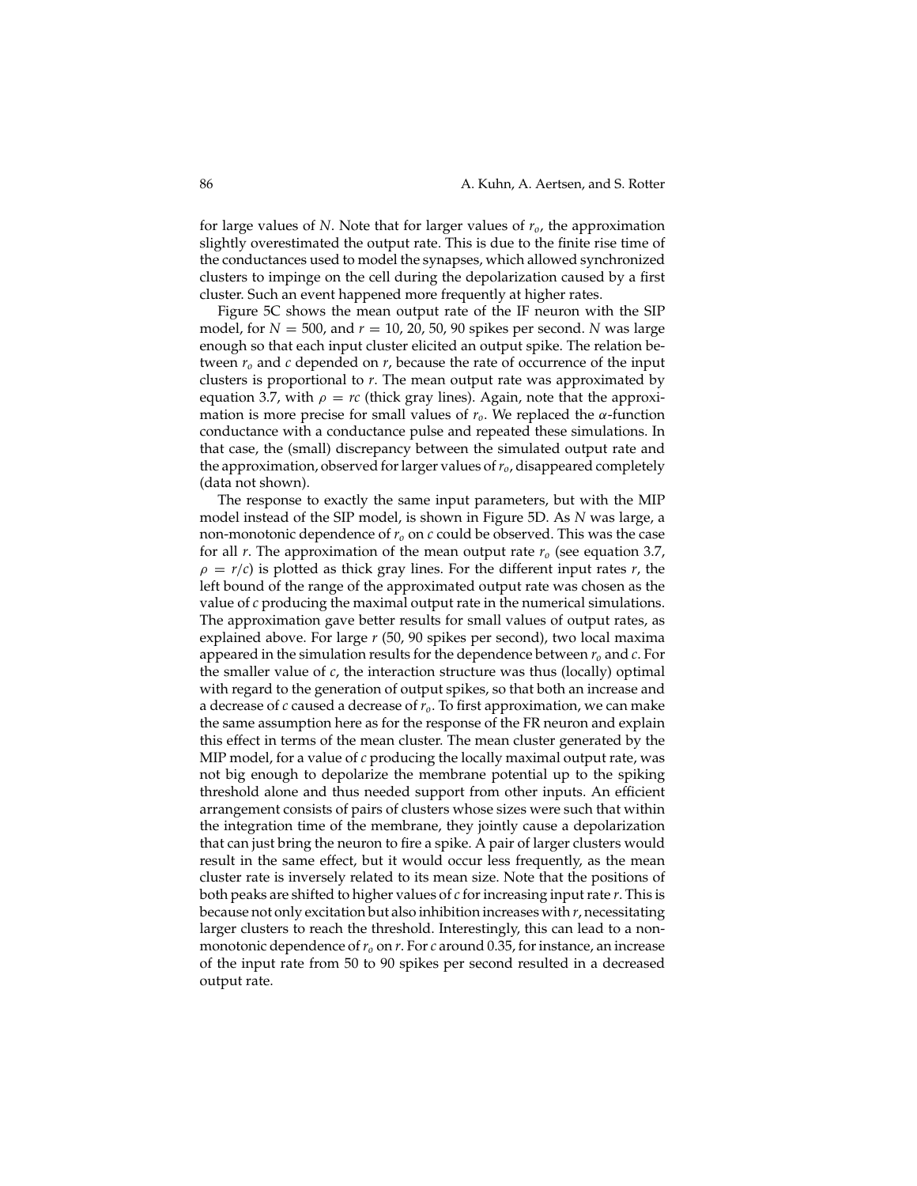for large values of $N$. Note that for larger values of $r_o$, the approximation slightly overestimated the output rate. This is due to the finite rise time of the conductances used to model the synapses, which allowed synchronized clusters to impinge on the cell during the depolarization caused by a first cluster. Such an event happened more frequently at higher rates.

Figure 5C shows the mean output rate of the IF neuron with the SIP model, for $N = 500$, and $r = 10, 20, 50, 90$ spikes per second. $N$ was large enough so that each input cluster elicited an output spike. The relation between $r_o$ and $c$ depended on $r$, because the rate of occurrence of the input clusters is proportional to $r$. The mean output rate was approximated by equation 3.7, with $\rho = rc$ (thick gray lines). Again, note that the approximation is more precise for small values of $r_o$. We replaced the $\alpha$-function conductance with a conductance pulse and repeated these simulations. In that case, the (small) discrepancy between the simulated output rate and the approximation, observed for larger values of $r_o$, disappeared completely (data not shown).

The response to exactly the same input parameters, but with the MIP model instead of the SIP model, is shown in Figure 5D. As $N$ was large, a non-monotonic dependence of $r_o$ on $c$ could be observed. This was the case for all $r$. The approximation of the mean output rate $r_o$ (see equation 3.7, $\rho = r/c$) is plotted as thick gray lines. For the different input rates $r$, the left bound of the range of the approximated output rate was chosen as the value of $c$ producing the maximal output rate in the numerical simulations. The approximation gave better results for small values of output rates, as explained above. For large $r$ (50, 90 spikes per second), two local maxima appeared in the simulation results for the dependence between $r_o$ and $c$. For the smaller value of $c$, the interaction structure was thus (locally) optimal with regard to the generation of output spikes, so that both an increase and a decrease of $c$ caused a decrease of $r_o$. To first approximation, we can make the same assumption here as for the response of the FR neuron and explain this effect in terms of the mean cluster. The mean cluster generated by the MIP model, for a value of $c$ producing the locally maximal output rate, was not big enough to depolarize the membrane potential up to the spiking threshold alone and thus needed support from other inputs. An efficient arrangement consists of pairs of clusters whose sizes were such that within the integration time of the membrane, they jointly cause a depolarization that can just bring the neuron to fire a spike. A pair of larger clusters would result in the same effect, but it would occur less frequently, as the mean cluster rate is inversely related to its mean size. Note that the positions of both peaks are shifted to higher values of $c$ for increasing input rate $r$. This is because not only excitation but also inhibition increases with $r$, necessitating larger clusters to reach the threshold. Interestingly, this can lead to a non-monotonic dependence of $r_o$ on $r$. For $c$ around 0.35, for instance, an increase of the input rate from 50 to 90 spikes per second resulted in a decreased output rate.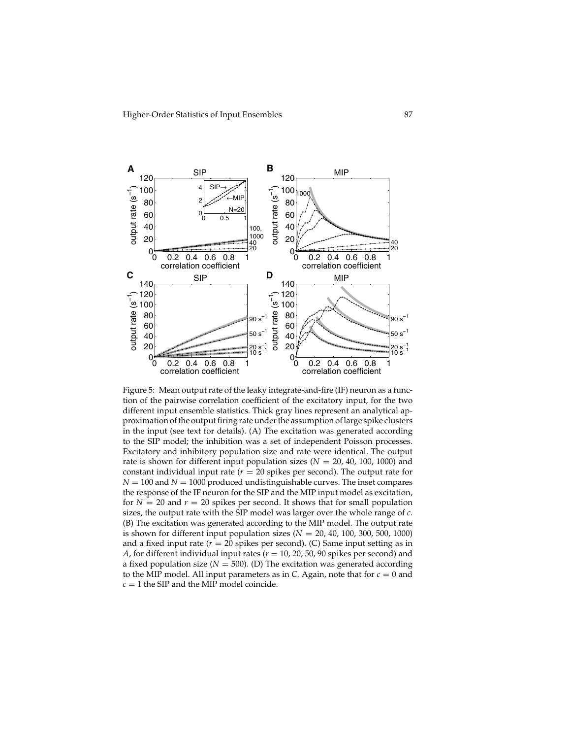Figure 5: Mean output rate of the leaky integrate-and-fire (IF) neuron as a function of the pairwise correlation coefficient of the excitatory input, for the two different input ensemble statistics. Thick gray lines represent an analytical approximation of the output firing rate under the assumption of large spike clusters in the input (see text for details). (A) The excitation was generated according to the SIP model; the inhibition was a set of independent Poisson processes. Excitatory and inhibitory population size and rate were identical. The output rate is shown for different input population sizes ($N = 20$, 40, 100, 1000) and constant individual input rate ($r = 20$ spikes per second). The output rate for $N = 100$ and $N = 1000$ produced undistinguishable curves. The inset compares the response of the IF neuron for the SIP and the MIP input model as excitation, for $N = 20$ and $r = 20$ spikes per second. It shows that for small population sizes, the output rate with the SIP model was larger over the whole range of $c$. (B) The excitation was generated according to the MIP model. The output rate is shown for different input population sizes ($N = 20$, 40, 100, 300, 500, 1000) and a fixed input rate ($r = 20$ spikes per second). (C) Same input setting as in $A$, for different individual input rates ($r = 10$, 20, 50, 90 spikes per second) and a fixed population size ($N = 500$). (D) The excitation was generated according to the MIP model. All input parameters as in $C$. Again, note that for $c = 0$ and $c = 1$ the SIP and the MIP model coincide.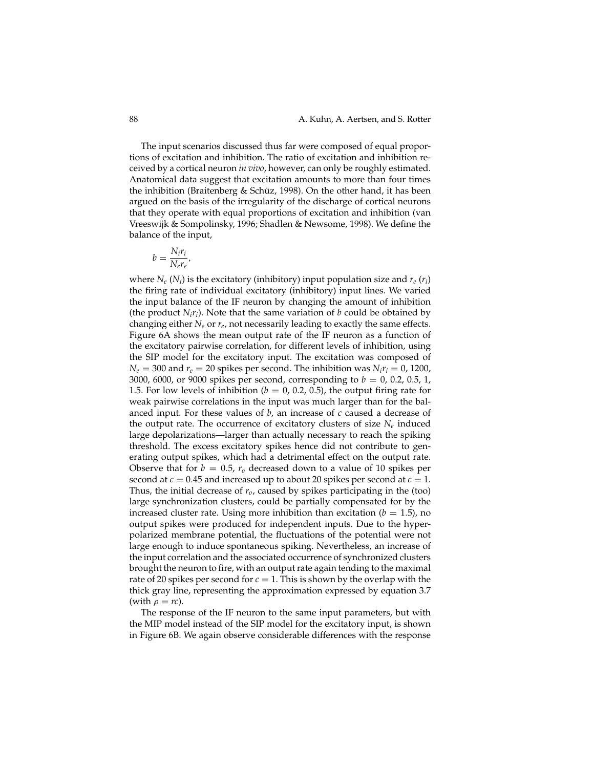The input scenarios discussed thus far were composed of equal proportions of excitation and inhibition. The ratio of excitation and inhibition received by a cortical neuron *in vivo*, however, can only be roughly estimated. Anatomical data suggest that excitation amounts to more than four times the inhibition (Braitenberg & Schüz, 1998). On the other hand, it has been argued on the basis of the irregularity of the discharge of cortical neurons that they operate with equal proportions of excitation and inhibition (van Vreeswijk & Sompolinsky, 1996; Shadlen & Newsome, 1998). We define the balance of the input,

$$b = \frac{N_i r_i}{N_e r_e},$$

where $N_e$ ($N_i$) is the excitatory (inhibitory) input population size and $r_e$ ($r_i$) the firing rate of individual excitatory (inhibitory) input lines. We varied the input balance of the IF neuron by changing the amount of inhibition (the product $N_i r_i$). Note that the same variation of $b$ could be obtained by changing either $N_e$ or $r_e$, not necessarily leading to exactly the same effects. Figure 6A shows the mean output rate of the IF neuron as a function of the excitatory pairwise correlation, for different levels of inhibition, using the SIP model for the excitatory input. The excitation was composed of $N_e = 300$ and $r_e = 20$ spikes per second. The inhibition was $N_i r_i = 0$, 1200, 3000, 6000, or 9000 spikes per second, corresponding to $b = 0$, 0.2, 0.5, 1, 1.5. For low levels of inhibition ($b = 0$, 0.2, 0.5), the output firing rate for weak pairwise correlations in the input was much larger than for the balanced input. For these values of $b$, an increase of $c$ caused a decrease of the output rate. The occurrence of excitatory clusters of size $N_e$ induced large depolarizations—larger than actually necessary to reach the spiking threshold. The excess excitatory spikes hence did not contribute to generating output spikes, which had a detrimental effect on the output rate. Observe that for $b = 0.5$, $r_o$ decreased down to a value of 10 spikes per second at $c = 0.45$ and increased up to about 20 spikes per second at $c = 1$. Thus, the initial decrease of $r_o$, caused by spikes participating in the (too) large synchronization clusters, could be partially compensated for by the increased cluster rate. Using more inhibition than excitation ($b = 1.5$), no output spikes were produced for independent inputs. Due to the hyperpolarized membrane potential, the fluctuations of the potential were not large enough to induce spontaneous spiking. Nevertheless, an increase of the input correlation and the associated occurrence of synchronized clusters brought the neuron to fire, with an output rate again tending to the maximal rate of 20 spikes per second for $c = 1$. This is shown by the overlap with the thick gray line, representing the approximation expressed by equation 3.7 (with $\rho = rc$).

The response of the IF neuron to the same input parameters, but with the MIP model instead of the SIP model for the excitatory input, is shown in Figure 6B. We again observe considerable differences with the response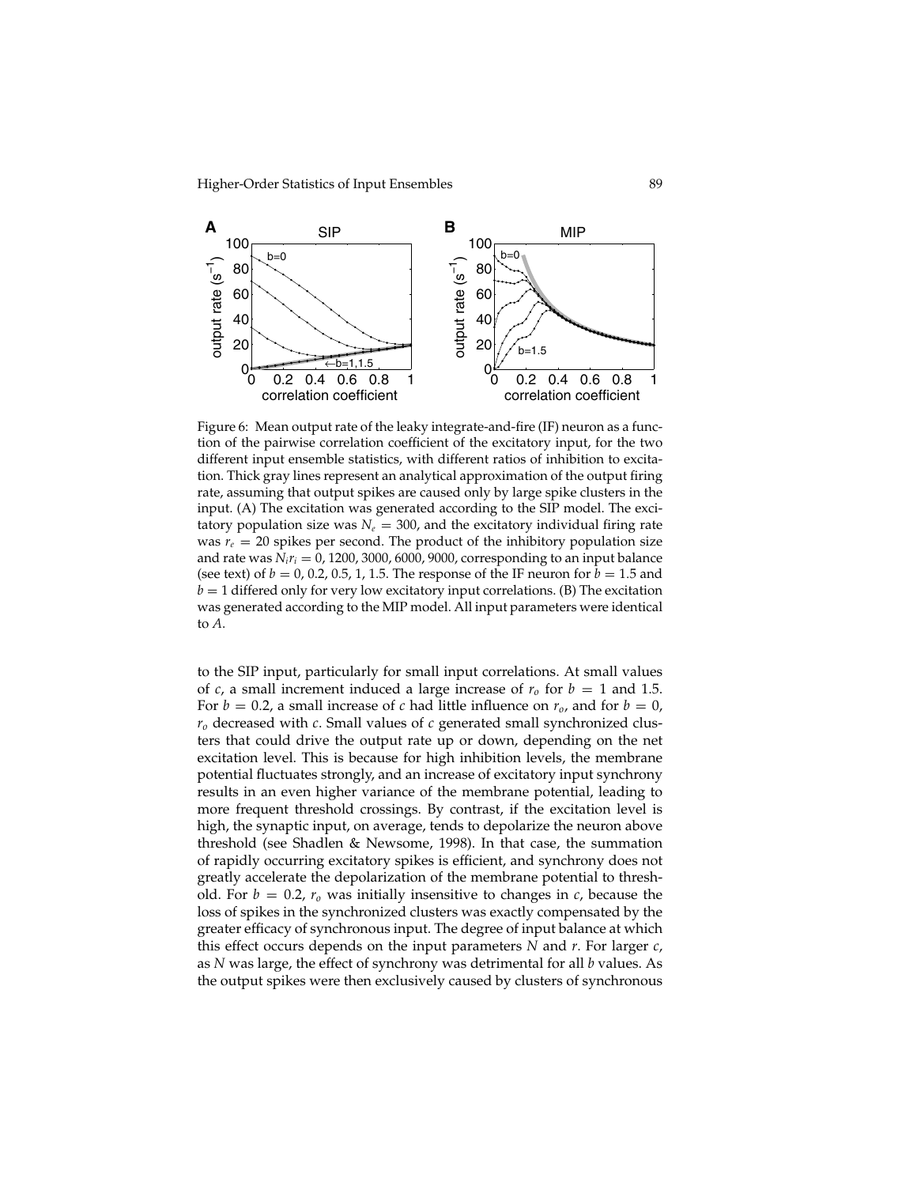Figure 6: Mean output rate of the leaky integrate-and-fire (IF) neuron as a function of the pairwise correlation coefficient of the excitatory input, for the two different input ensemble statistics, with different ratios of inhibition to excitation. Thick gray lines represent an analytical approximation of the output firing rate, assuming that output spikes are caused only by large spike clusters in the input. (A) The excitation was generated according to the SIP model. The excitatory population size was $N_e = 300$, and the excitatory individual firing rate was $r_e = 20$ spikes per second. The product of the inhibitory population size and rate was $N_i r_i = 0, 1200, 3000, 6000, 9000$, corresponding to an input balance (see text) of $b = 0, 0.2, 0.5, 1, 1.5$. The response of the IF neuron for $b = 1.5$ and $b = 1$ differed only for very low excitatory input correlations. (B) The excitation was generated according to the MIP model. All input parameters were identical to *A*.

to the SIP input, particularly for small input correlations. At small values of $c$, a small increment induced a large increase of $r_o$ for $b = 1$ and 1.5. For $b = 0.2$, a small increase of $c$ had little influence on $r_o$, and for $b = 0$, $r_o$ decreased with $c$. Small values of $c$ generated small synchronized clusters that could drive the output rate up or down, depending on the net excitation level. This is because for high inhibition levels, the membrane potential fluctuates strongly, and an increase of excitatory input synchrony results in an even higher variance of the membrane potential, leading to more frequent threshold crossings. By contrast, if the excitation level is high, the synaptic input, on average, tends to depolarize the neuron above threshold (see Shadlen & Newsome, 1998). In that case, the summation of rapidly occurring excitatory spikes is efficient, and synchrony does not greatly accelerate the depolarization of the membrane potential to threshold. For $b = 0.2$, $r_o$ was initially insensitive to changes in $c$, because the loss of spikes in the synchronized clusters was exactly compensated by the greater efficacy of synchronous input. The degree of input balance at which this effect occurs depends on the input parameters $N$ and $r$. For larger $c$, as $N$ was large, the effect of synchrony was detrimental for all $b$ values. As the output spikes were then exclusively caused by clusters of synchronous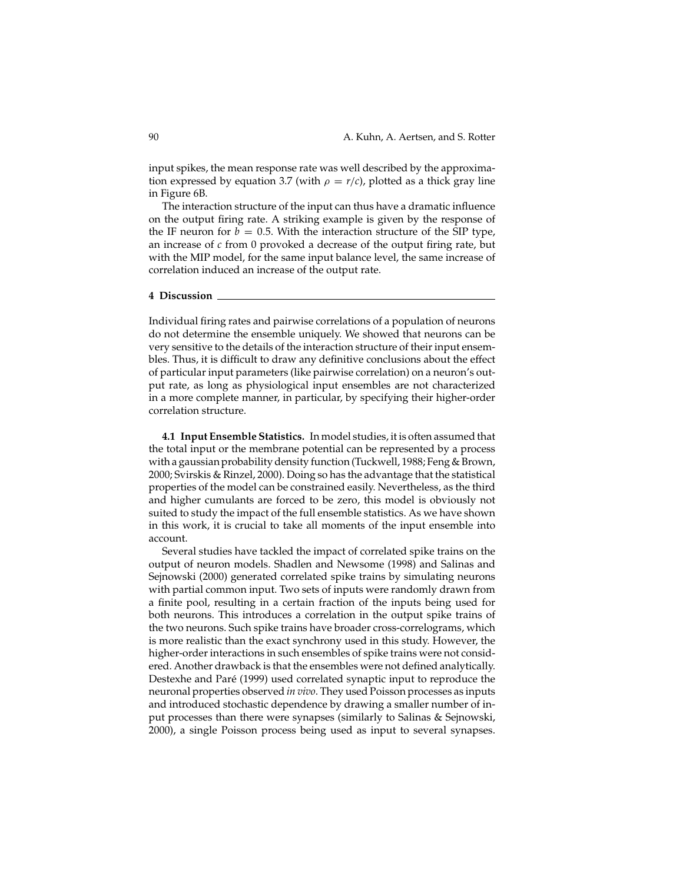input spikes, the mean response rate was well described by the approximation expressed by equation 3.7 (with $\rho = r/c$), plotted as a thick gray line in Figure 6B.

The interaction structure of the input can thus have a dramatic influence on the output firing rate. A striking example is given by the response of the IF neuron for $b = 0.5$. With the interaction structure of the SIP type, an increase of $c$ from 0 provoked a decrease of the output firing rate, but with the MIP model, for the same input balance level, the same increase of correlation induced an increase of the output rate.

## 4 Discussion

Individual firing rates and pairwise correlations of a population of neurons do not determine the ensemble uniquely. We showed that neurons can be very sensitive to the details of the interaction structure of their input ensembles. Thus, it is difficult to draw any definitive conclusions about the effect of particular input parameters (like pairwise correlation) on a neuron's output rate, as long as physiological input ensembles are not characterized in a more complete manner, in particular, by specifying their higher-order correlation structure.

**4.1 Input Ensemble Statistics.** In model studies, it is often assumed that the total input or the membrane potential can be represented by a process with a gaussian probability density function (Tuckwell, 1988; Feng & Brown, 2000; Svirskis & Rinzel, 2000). Doing so has the advantage that the statistical properties of the model can be constrained easily. Nevertheless, as the third and higher cumulants are forced to be zero, this model is obviously not suited to study the impact of the full ensemble statistics. As we have shown in this work, it is crucial to take all moments of the input ensemble into account.

Several studies have tackled the impact of correlated spike trains on the output of neuron models. Shadlen and Newsome (1998) and Salinas and Sejnowski (2000) generated correlated spike trains by simulating neurons with partial common input. Two sets of inputs were randomly drawn from a finite pool, resulting in a certain fraction of the inputs being used for both neurons. This introduces a correlation in the output spike trains of the two neurons. Such spike trains have broader cross-correlograms, which is more realistic than the exact synchrony used in this study. However, the higher-order interactions in such ensembles of spike trains were not considered. Another drawback is that the ensembles were not defined analytically. Destexhe and Paré (1999) used correlated synaptic input to reproduce the neuronal properties observed *in vivo*. They used Poisson processes as inputs and introduced stochastic dependence by drawing a smaller number of input processes than there were synapses (similarly to Salinas & Sejnowski, 2000), a single Poisson process being used as input to several synapses.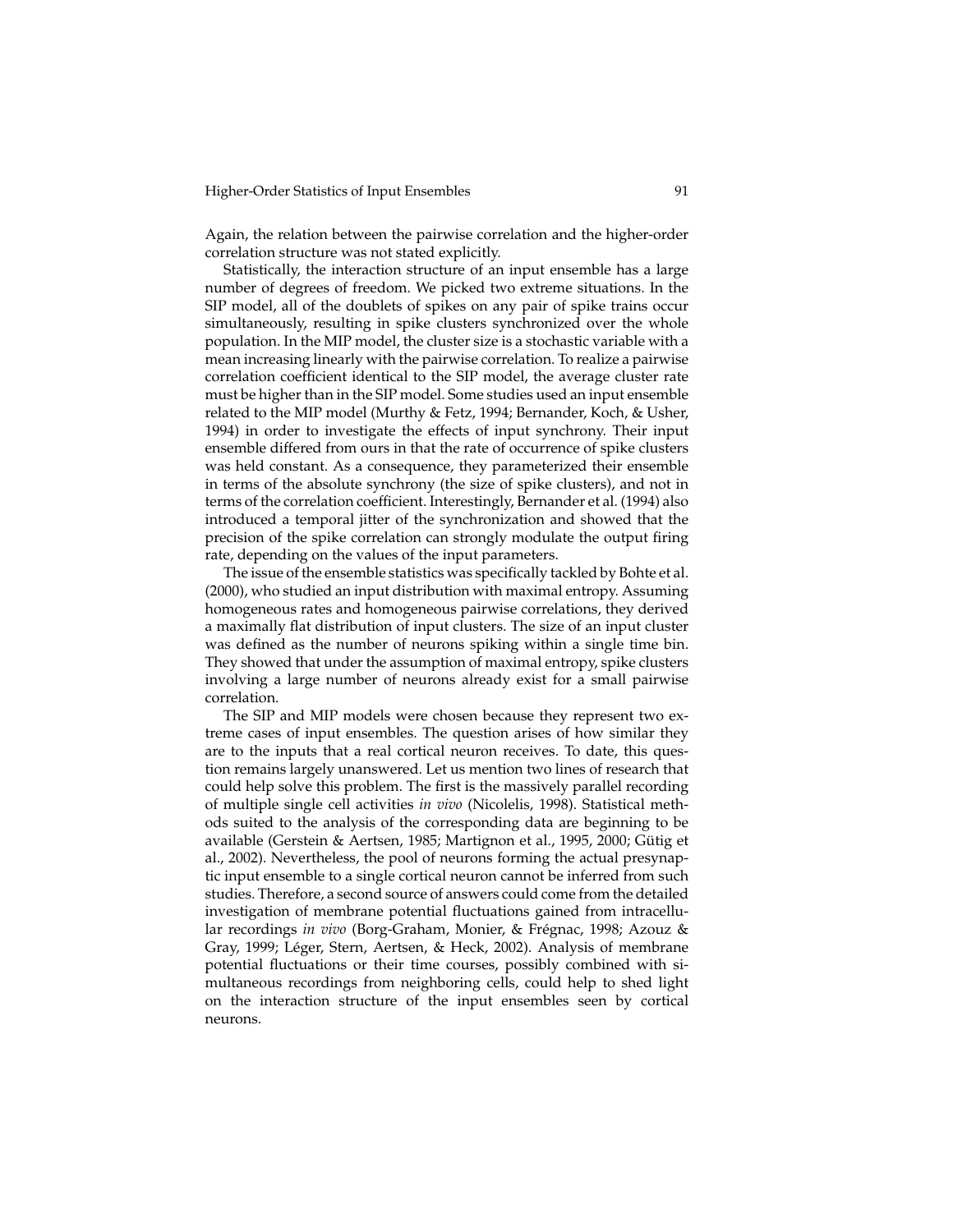Again, the relation between the pairwise correlation and the higher-order correlation structure was not stated explicitly.

Statistically, the interaction structure of an input ensemble has a large number of degrees of freedom. We picked two extreme situations. In the SIP model, all of the doublets of spikes on any pair of spike trains occur simultaneously, resulting in spike clusters synchronized over the whole population. In the MIP model, the cluster size is a stochastic variable with a mean increasing linearly with the pairwise correlation. To realize a pairwise correlation coefficient identical to the SIP model, the average cluster rate must be higher than in the SIP model. Some studies used an input ensemble related to the MIP model (Murthy & Fetz, 1994; Bernander, Koch, & Usher, 1994) in order to investigate the effects of input synchrony. Their input ensemble differed from ours in that the rate of occurrence of spike clusters was held constant. As a consequence, they parameterized their ensemble in terms of the absolute synchrony (the size of spike clusters), and not in terms of the correlation coefficient. Interestingly, Bernander et al. (1994) also introduced a temporal jitter of the synchronization and showed that the precision of the spike correlation can strongly modulate the output firing rate, depending on the values of the input parameters.

The issue of the ensemble statistics was specifically tackled by Bohte et al. (2000), who studied an input distribution with maximal entropy. Assuming homogeneous rates and homogeneous pairwise correlations, they derived a maximally flat distribution of input clusters. The size of an input cluster was defined as the number of neurons spiking within a single time bin. They showed that under the assumption of maximal entropy, spike clusters involving a large number of neurons already exist for a small pairwise correlation.

The SIP and MIP models were chosen because they represent two extreme cases of input ensembles. The question arises of how similar they are to the inputs that a real cortical neuron receives. To date, this question remains largely unanswered. Let us mention two lines of research that could help solve this problem. The first is the massively parallel recording of multiple single cell activities *in vivo* (Nicolelis, 1998). Statistical methods suited to the analysis of the corresponding data are beginning to be available (Gerstein & Aertsen, 1985; Martignon et al., 1995, 2000; Gütig et al., 2002). Nevertheless, the pool of neurons forming the actual presynaptic input ensemble to a single cortical neuron cannot be inferred from such studies. Therefore, a second source of answers could come from the detailed investigation of membrane potential fluctuations gained from intracellular recordings *in vivo* (Borg-Graham, Monier, & Frégnac, 1998; Azouz & Gray, 1999; Léger, Stern, Aertsen, & Heck, 2002). Analysis of membrane potential fluctuations or their time courses, possibly combined with simultaneous recordings from neighboring cells, could help to shed light on the interaction structure of the input ensembles seen by cortical neurons.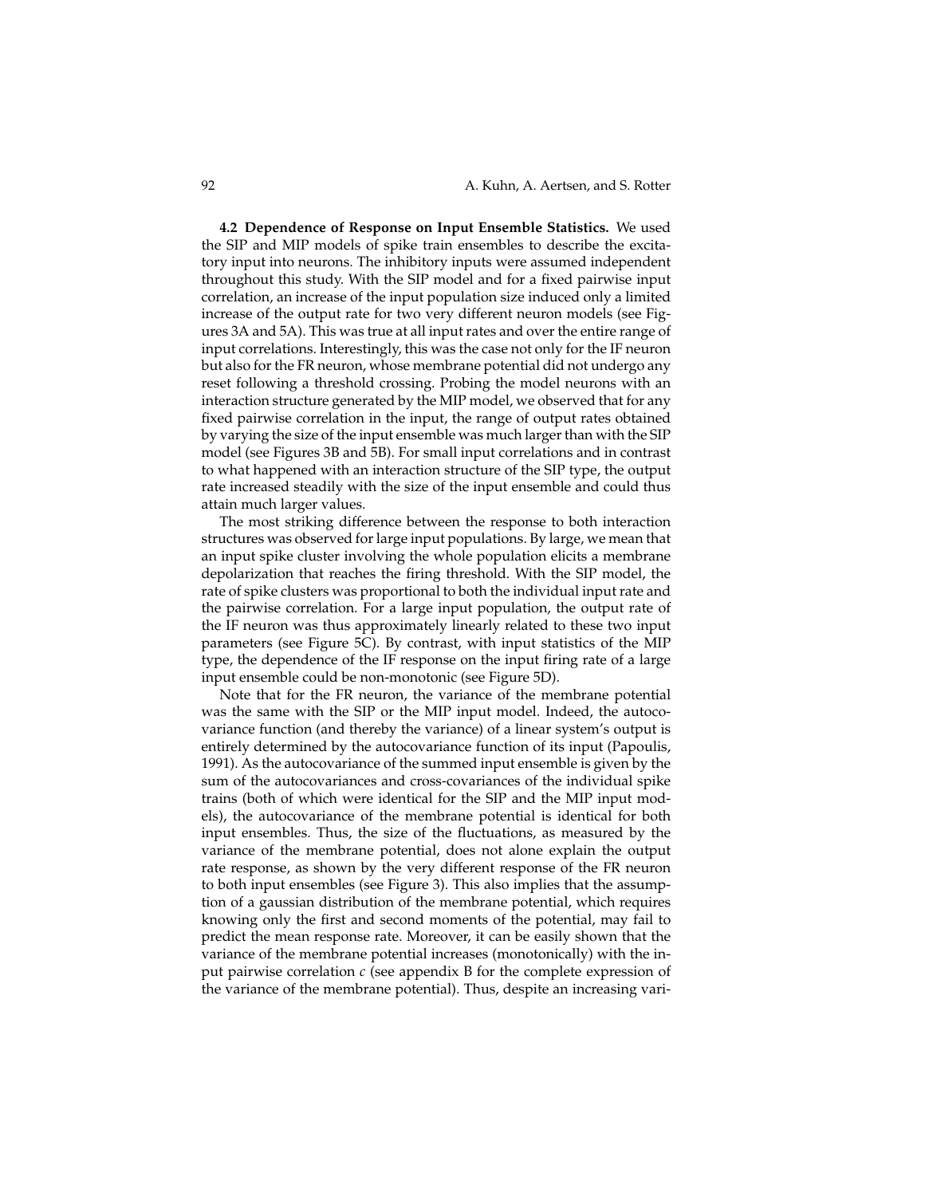**4.2 Dependence of Response on Input Ensemble Statistics.** We used the SIP and MIP models of spike train ensembles to describe the excitatory input into neurons. The inhibitory inputs were assumed independent throughout this study. With the SIP model and for a fixed pairwise input correlation, an increase of the input population size induced only a limited increase of the output rate for two very different neuron models (see Figures 3A and 5A). This was true at all input rates and over the entire range of input correlations. Interestingly, this was the case not only for the IF neuron but also for the FR neuron, whose membrane potential did not undergo any reset following a threshold crossing. Probing the model neurons with an interaction structure generated by the MIP model, we observed that for any fixed pairwise correlation in the input, the range of output rates obtained by varying the size of the input ensemble was much larger than with the SIP model (see Figures 3B and 5B). For small input correlations and in contrast to what happened with an interaction structure of the SIP type, the output rate increased steadily with the size of the input ensemble and could thus attain much larger values.

The most striking difference between the response to both interaction structures was observed for large input populations. By large, we mean that an input spike cluster involving the whole population elicits a membrane depolarization that reaches the firing threshold. With the SIP model, the rate of spike clusters was proportional to both the individual input rate and the pairwise correlation. For a large input population, the output rate of the IF neuron was thus approximately linearly related to these two input parameters (see Figure 5C). By contrast, with input statistics of the MIP type, the dependence of the IF response on the input firing rate of a large input ensemble could be non-monotonic (see Figure 5D).

Note that for the FR neuron, the variance of the membrane potential was the same with the SIP or the MIP input model. Indeed, the autocovariance function (and thereby the variance) of a linear system's output is entirely determined by the autocovariance function of its input (Papoulis, 1991). As the autocovariance of the summed input ensemble is given by the sum of the autocovariances and cross-covariances of the individual spike trains (both of which were identical for the SIP and the MIP input models), the autocovariance of the membrane potential is identical for both input ensembles. Thus, the size of the fluctuations, as measured by the variance of the membrane potential, does not alone explain the output rate response, as shown by the very different response of the FR neuron to both input ensembles (see Figure 3). This also implies that the assumption of a gaussian distribution of the membrane potential, which requires knowing only the first and second moments of the potential, may fail to predict the mean response rate. Moreover, it can be easily shown that the variance of the membrane potential increases (monotonically) with the input pairwise correlation $c$ (see appendix B for the complete expression of the variance of the membrane potential). Thus, despite an increasing vari-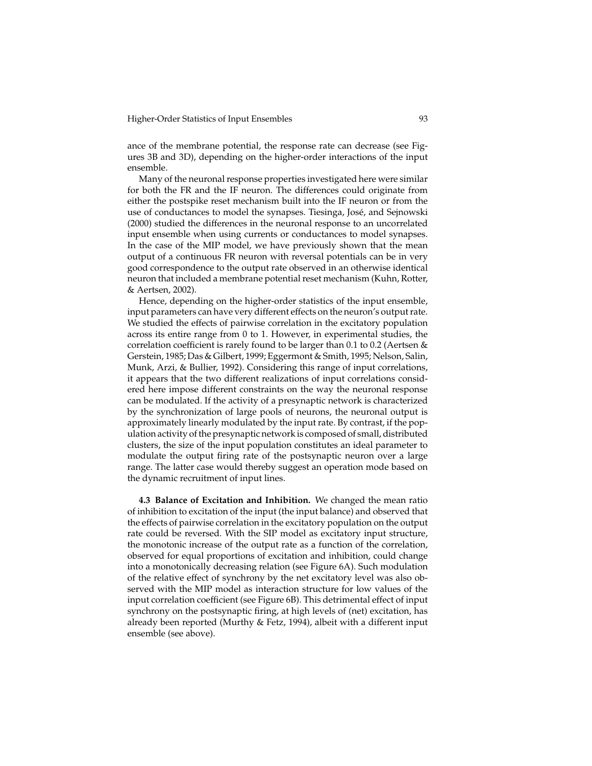ance of the membrane potential, the response rate can decrease (see Figures 3B and 3D), depending on the higher-order interactions of the input ensemble.

Many of the neuronal response properties investigated here were similar for both the FR and the IF neuron. The differences could originate from either the postspike reset mechanism built into the IF neuron or from the use of conductances to model the synapses. Tiesinga, José, and Sejnowski (2000) studied the differences in the neuronal response to an uncorrelated input ensemble when using currents or conductances to model synapses. In the case of the MIP model, we have previously shown that the mean output of a continuous FR neuron with reversal potentials can be in very good correspondence to the output rate observed in an otherwise identical neuron that included a membrane potential reset mechanism (Kuhn, Rotter, & Aertsen, 2002).

Hence, depending on the higher-order statistics of the input ensemble, input parameters can have very different effects on the neuron's output rate. We studied the effects of pairwise correlation in the excitatory population across its entire range from 0 to 1. However, in experimental studies, the correlation coefficient is rarely found to be larger than 0.1 to 0.2 (Aertsen & Gerstein, 1985; Das & Gilbert, 1999; Eggermont & Smith, 1995; Nelson, Salin, Munk, Arzi, & Bullier, 1992). Considering this range of input correlations, it appears that the two different realizations of input correlations considered here impose different constraints on the way the neuronal response can be modulated. If the activity of a presynaptic network is characterized by the synchronization of large pools of neurons, the neuronal output is approximately linearly modulated by the input rate. By contrast, if the population activity of the presynaptic network is composed of small, distributed clusters, the size of the input population constitutes an ideal parameter to modulate the output firing rate of the postsynaptic neuron over a large range. The latter case would thereby suggest an operation mode based on the dynamic recruitment of input lines.

**4.3 Balance of Excitation and Inhibition.** We changed the mean ratio of inhibition to excitation of the input (the input balance) and observed that the effects of pairwise correlation in the excitatory population on the output rate could be reversed. With the SIP model as excitatory input structure, the monotonic increase of the output rate as a function of the correlation, observed for equal proportions of excitation and inhibition, could change into a monotonically decreasing relation (see Figure 6A). Such modulation of the relative effect of synchrony by the net excitatory level was also observed with the MIP model as interaction structure for low values of the input correlation coefficient (see Figure 6B). This detrimental effect of input synchrony on the postsynaptic firing, at high levels of (net) excitation, has already been reported (Murthy & Fetz, 1994), albeit with a different input ensemble (see above).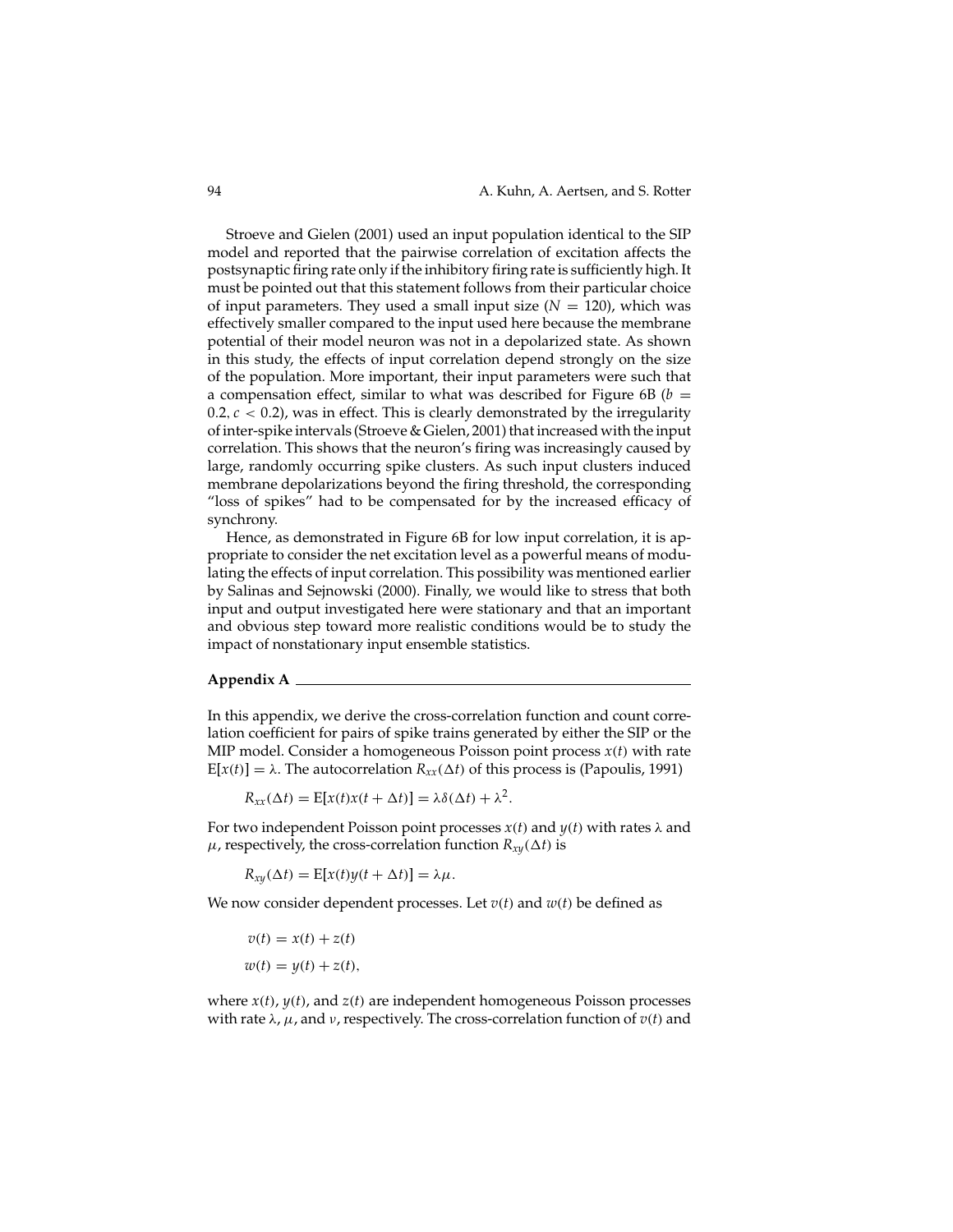Stroeve and Gielen (2001) used an input population identical to the SIP model and reported that the pairwise correlation of excitation affects the postsynaptic firing rate only if the inhibitory firing rate is sufficiently high. It must be pointed out that this statement follows from their particular choice of input parameters. They used a small input size ($N = 120$), which was effectively smaller compared to the input used here because the membrane potential of their model neuron was not in a depolarized state. As shown in this study, the effects of input correlation depend strongly on the size of the population. More important, their input parameters were such that a compensation effect, similar to what was described for Figure 6B ($b = 0.2, c < 0.2$), was in effect. This is clearly demonstrated by the irregularity of inter-spike intervals (Stroeve & Gielen, 2001) that increased with the input correlation. This shows that the neuron's firing was increasingly caused by large, randomly occurring spike clusters. As such input clusters induced membrane depolarizations beyond the firing threshold, the corresponding "loss of spikes" had to be compensated for by the increased efficacy of synchrony.

Hence, as demonstrated in Figure 6B for low input correlation, it is appropriate to consider the net excitation level as a powerful means of modulating the effects of input correlation. This possibility was mentioned earlier by Salinas and Sejnowski (2000). Finally, we would like to stress that both input and output investigated here were stationary and that an important and obvious step toward more realistic conditions would be to study the impact of nonstationary input ensemble statistics.

## Appendix A

In this appendix, we derive the cross-correlation function and count correlation coefficient for pairs of spike trains generated by either the SIP or the MIP model. Consider a homogeneous Poisson point process $x(t)$ with rate $\mathrm{E}[x(t)] = \lambda$. The autocorrelation $R_{xx}(\Delta t)$ of this process is (Papoulis, 1991)

$$R_{xx}(\Delta t) = \mathrm{E}[x(t)x(t + \Delta t)] = \lambda\delta(\Delta t) + \lambda^2.$$

For two independent Poisson point processes $x(t)$ and $y(t)$ with rates $\lambda$ and $\mu$, respectively, the cross-correlation function $R_{xy}(\Delta t)$ is

$$R_{xy}(\Delta t) = \mathrm{E}[x(t)y(t + \Delta t)] = \lambda\mu.$$

We now consider dependent processes. Let $v(t)$ and $w(t)$ be defined as

$$v(t) = x(t) + z(t)$$
$$w(t) = y(t) + z(t),$$

where $x(t)$, $y(t)$, and $z(t)$ are independent homogeneous Poisson processes with rate $\lambda$, $\mu$, and $\nu$, respectively. The cross-correlation function of $v(t)$ and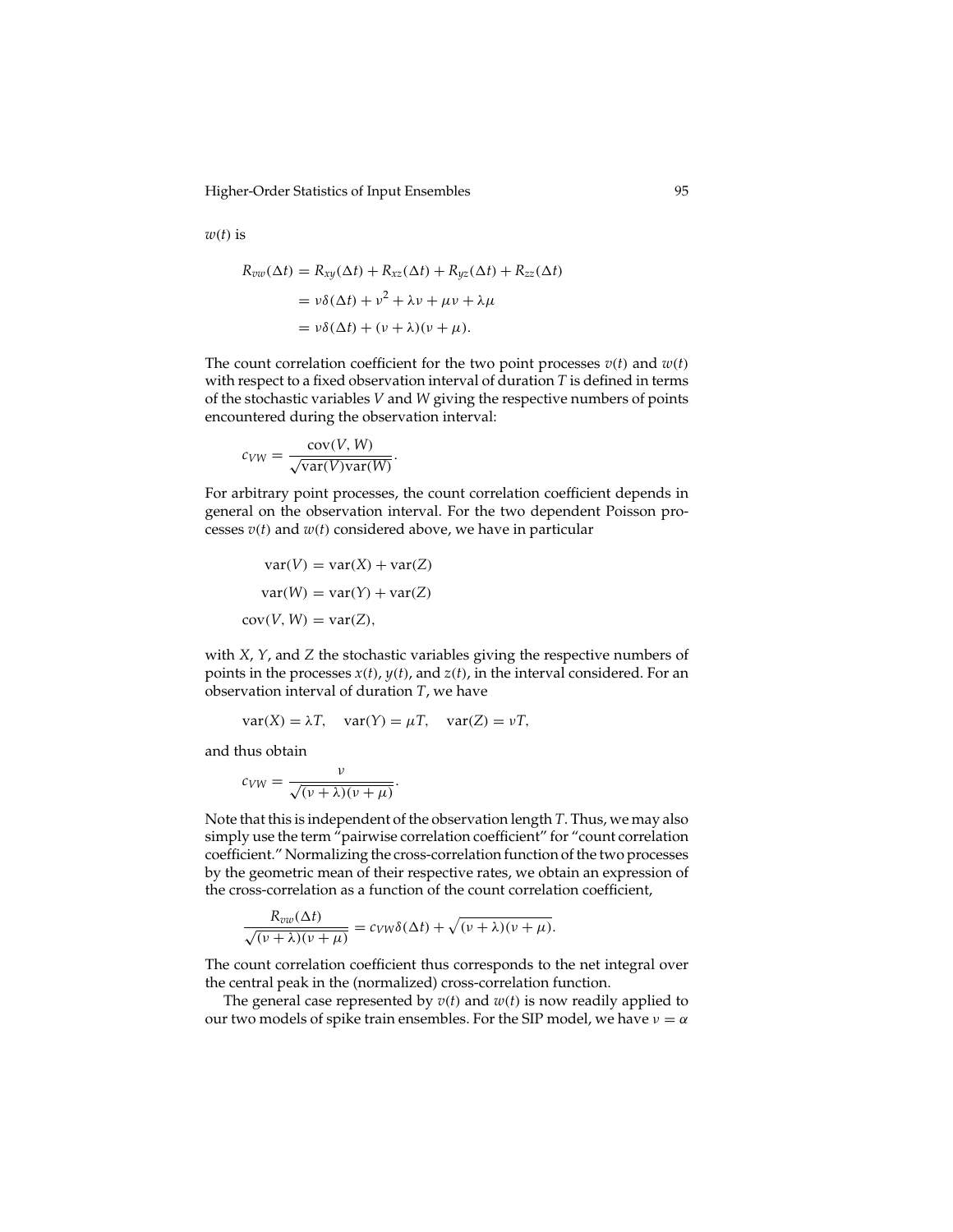$w(t)$ is

$$
\begin{aligned}
R_{vw}(\Delta t) &= R_{xy}(\Delta t) + R_{xz}(\Delta t) + R_{yz}(\Delta t) + R_{zz}(\Delta t) \\
&= \nu\delta(\Delta t) + \nu^2 + \lambda\nu + \mu\nu + \lambda\mu \\
&= \nu\delta(\Delta t) + (\nu + \lambda)(\nu + \mu).
\end{aligned}
$$

The count correlation coefficient for the two point processes $v(t)$ and $w(t)$ with respect to a fixed observation interval of duration $T$ is defined in terms of the stochastic variables $V$ and $W$ giving the respective numbers of points encountered during the observation interval:

$$
c_{VW} = \frac{\mathrm{cov}(V, W)}{\sqrt{\mathrm{var}(V)\mathrm{var}(W)}}.
$$

For arbitrary point processes, the count correlation coefficient depends in general on the observation interval. For the two dependent Poisson processes $v(t)$ and $w(t)$ considered above, we have in particular

$$
\begin{aligned}
\mathrm{var}(V) &= \mathrm{var}(X) + \mathrm{var}(Z) \\
\mathrm{var}(W) &= \mathrm{var}(Y) + \mathrm{var}(Z) \\
\mathrm{cov}(V, W) &= \mathrm{var}(Z),
\end{aligned}
$$

with $X$, $Y$, and $Z$ the stochastic variables giving the respective numbers of points in the processes $x(t)$, $y(t)$, and $z(t)$, in the interval considered. For an observation interval of duration $T$, we have

$$
\mathrm{var}(X) = \lambda T, \quad \mathrm{var}(Y) = \mu T, \quad \mathrm{var}(Z) = \nu T,
$$

and thus obtain

$$
c_{VW} = \frac{\nu}{\sqrt{(\nu + \lambda)(\nu + \mu)}}.
$$

Note that this is independent of the observation length $T$. Thus, we may also simply use the term "pairwise correlation coefficient" for "count correlation coefficient." Normalizing the cross-correlation function of the two processes by the geometric mean of their respective rates, we obtain an expression of the cross-correlation as a function of the count correlation coefficient,

$$
\frac{R_{vw}(\Delta t)}{\sqrt{(\nu + \lambda)(\nu + \mu)}} = c_{VW}\delta(\Delta t) + \sqrt{(\nu + \lambda)(\nu + \mu)}.
$$

The count correlation coefficient thus corresponds to the net integral over the central peak in the (normalized) cross-correlation function.

The general case represented by $v(t)$ and $w(t)$ is now readily applied to our two models of spike train ensembles. For the SIP model, we have $\nu = \alpha$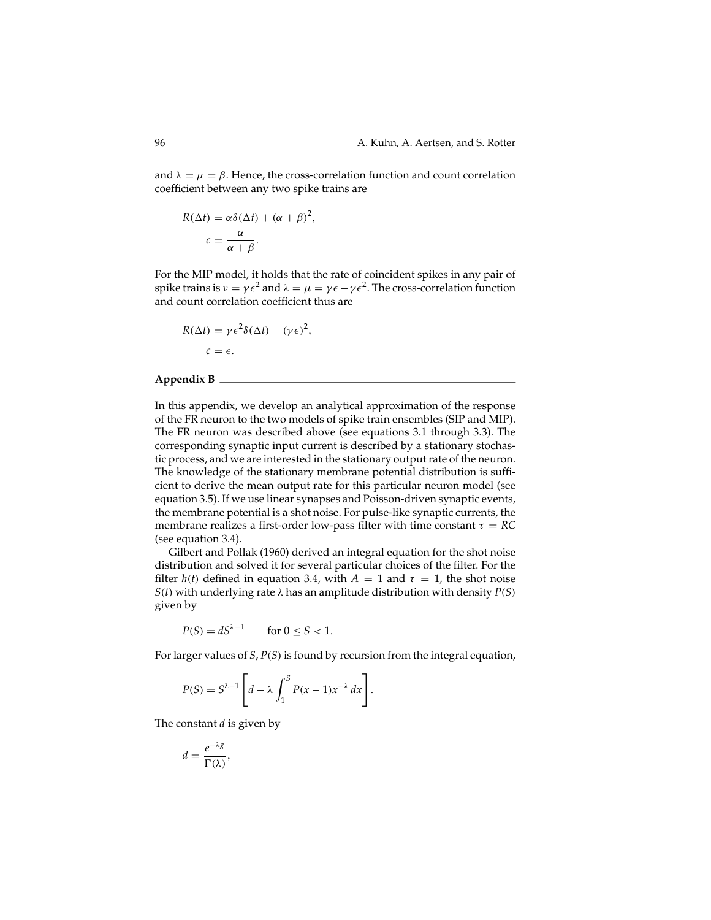and $\lambda = \mu = \beta$. Hence, the cross-correlation function and count correlation coefficient between any two spike trains are

$$R(\Delta t) = \alpha \delta(\Delta t) + (\alpha + \beta)^2,$$

$$c = \frac{\alpha}{\alpha + \beta}.$$

For the MIP model, it holds that the rate of coincident spikes in any pair of spike trains is $\nu = \gamma \epsilon^2$ and $\lambda = \mu = \gamma \epsilon - \gamma \epsilon^2$. The cross-correlation function and count correlation coefficient thus are

$$R(\Delta t) = \gamma \epsilon^2 \delta(\Delta t) + (\gamma \epsilon)^2,$$

$$c = \epsilon.$$

## Appendix B

In this appendix, we develop an analytical approximation of the response of the FR neuron to the two models of spike train ensembles (SIP and MIP). The FR neuron was described above (see equations 3.1 through 3.3). The corresponding synaptic input current is described by a stationary stochastic process, and we are interested in the stationary output rate of the neuron. The knowledge of the stationary membrane potential distribution is sufficient to derive the mean output rate for this particular neuron model (see equation 3.5). If we use linear synapses and Poisson-driven synaptic events, the membrane potential is a shot noise. For pulse-like synaptic currents, the membrane realizes a first-order low-pass filter with time constant $\tau = RC$ (see equation 3.4).

Gilbert and Pollak (1960) derived an integral equation for the shot noise distribution and solved it for several particular choices of the filter. For the filter $h(t)$ defined in equation 3.4, with $A = 1$ and $\tau = 1$, the shot noise $S(t)$ with underlying rate $\lambda$ has an amplitude distribution with density $P(S)$ given by

$$P(S) = dS^{\lambda - 1} \qquad \text{for } 0 \leq S < 1.$$

For larger values of $S$, $P(S)$ is found by recursion from the integral equation,

$$P(S) = S^{\lambda - 1} \left[ d - \lambda \int_1^S P(x - 1) x^{-\lambda} \, dx \right].$$

The constant $d$ is given by

$$d = \frac{e^{-\lambda g}}{\Gamma(\lambda)},$$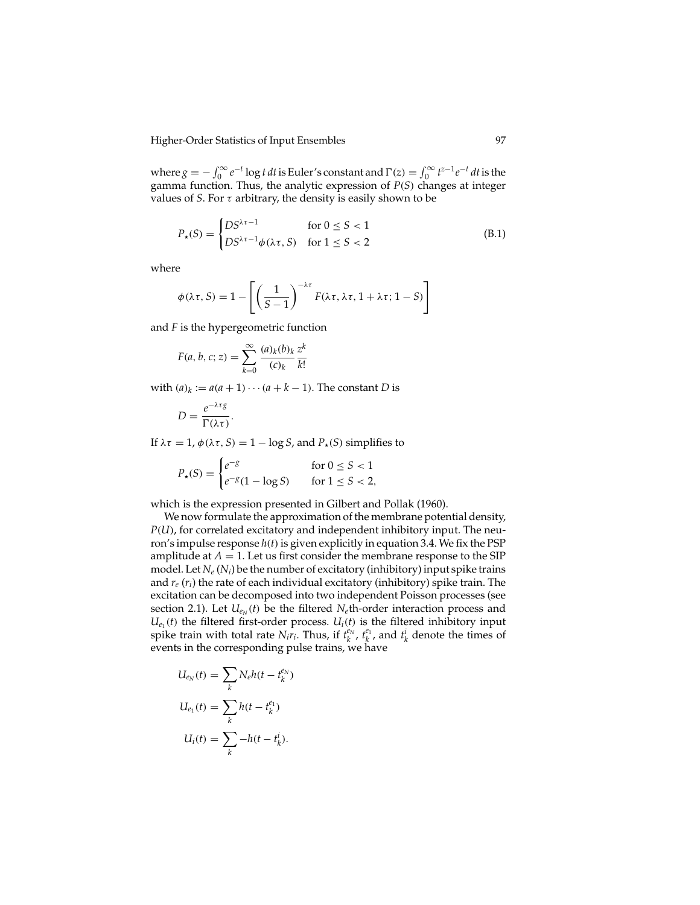where $g = -\int_0^\infty e^{-t} \log t \, dt$ is Euler's constant and $\Gamma(z) = \int_0^\infty t^{z-1} e^{-t} \, dt$ is the gamma function. Thus, the analytic expression of $P(S)$ changes at integer values of $S$. For $\tau$ arbitrary, the density is easily shown to be

$$P_\star(S) = \begin{cases} DS^{\lambda\tau - 1} & \text{for } 0 \le S < 1 \\ DS^{\lambda\tau - 1}\phi(\lambda\tau, S) & \text{for } 1 \le S < 2 \end{cases} \tag{B.1}$$

where

$$\phi(\lambda\tau, S) = 1 - \left[ \left( \frac{1}{S-1} \right)^{-\lambda\tau} F(\lambda\tau, \lambda\tau, 1 + \lambda\tau; 1 - S) \right]$$

and $F$ is the hypergeometric function

$$F(a, b, c; z) = \sum_{k=0}^{\infty} \frac{(a)_k (b)_k}{(c)_k} \frac{z^k}{k!}$$

with $(a)_k := a(a+1)\cdots(a+k-1)$. The constant $D$ is

$$D = \frac{e^{-\lambda\tau g}}{\Gamma(\lambda\tau)}.$$

If $\lambda\tau = 1$, $\phi(\lambda\tau, S) = 1 - \log S$, and $P_\star(S)$ simplifies to

$$P_\star(S) = \begin{cases} e^{-g} & \text{for } 0 \le S < 1 \\ e^{-g}(1 - \log S) & \text{for } 1 \le S < 2, \end{cases}$$

which is the expression presented in Gilbert and Pollak (1960).

We now formulate the approximation of the membrane potential density, $P(U)$, for correlated excitatory and independent inhibitory input. The neuron's impulse response $h(t)$ is given explicitly in equation 3.4. We fix the PSP amplitude at $A = 1$. Let us first consider the membrane response to the SIP model. Let $N_e$ ($N_i$) be the number of excitatory (inhibitory) input spike trains and $r_e$ ($r_i$) the rate of each individual excitatory (inhibitory) spike train. The excitation can be decomposed into two independent Poisson processes (see section 2.1). Let $U_{e_N}(t)$ be the filtered $N_e$th-order interaction process and $U_{e_1}(t)$ the filtered first-order process. $U_i(t)$ is the filtered inhibitory input spike train with total rate $N_i r_i$. Thus, if $t_k^{e_N}$, $t_k^{e_1}$, and $t_k^i$ denote the times of events in the corresponding pulse trains, we have

$$U_{e_N}(t) = \sum_k N_e h(t - t_k^{e_N})$$

$$U_{e_1}(t) = \sum_k h(t - t_k^{e_1})$$

$$U_i(t) = \sum_k -h(t - t_k^i).$$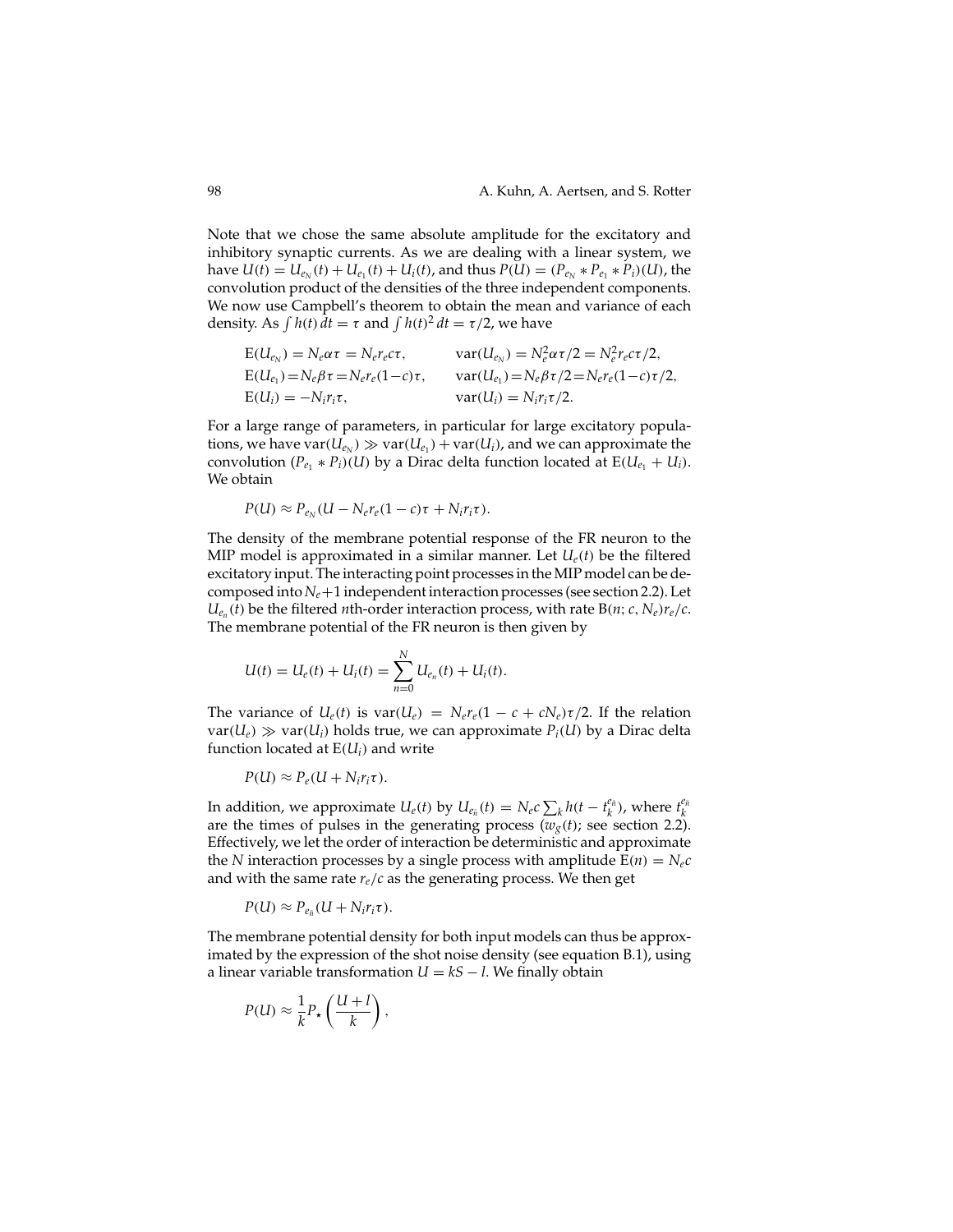Note that we chose the same absolute amplitude for the excitatory and inhibitory synaptic currents. As we are dealing with a linear system, we have $U(t) = U_{e_N}(t) + U_{e_1}(t) + U_i(t)$, and thus $P(U) = (P_{e_N} * P_{e_1} * P_i)(U)$, the convolution product of the densities of the three independent components. We now use Campbell's theorem to obtain the mean and variance of each density. As $\int h(t)\,dt = \tau$ and $\int h(t)^2\,dt = \tau/2$, we have

$$
\begin{aligned}
\mathrm{E}(U_{e_N}) &= N_e \alpha \tau = N_e r_e c \tau, & \mathrm{var}(U_{e_N}) &= N_e^2 \alpha \tau/2 = N_e^2 r_e c \tau/2, \\
\mathrm{E}(U_{e_1}) &= N_e \beta \tau = N_e r_e (1-c)\tau, & \mathrm{var}(U_{e_1}) &= N_e \beta \tau/2 = N_e r_e (1-c)\tau/2, \\
\mathrm{E}(U_i) &= -N_i r_i \tau, & \mathrm{var}(U_i) &= N_i r_i \tau/2.
\end{aligned}
$$

For a large range of parameters, in particular for large excitatory populations, we have $\mathrm{var}(U_{e_N}) \gg \mathrm{var}(U_{e_1}) + \mathrm{var}(U_i)$, and we can approximate the convolution $(P_{e_1} * P_i)(U)$ by a Dirac delta function located at $\mathrm{E}(U_{e_1} + U_i)$. We obtain

$$
P(U) \approx P_{e_N}(U - N_e r_e (1-c)\tau + N_i r_i \tau).
$$

The density of the membrane potential response of the FR neuron to the MIP model is approximated in a similar manner. Let $U_e(t)$ be the filtered excitatory input. The interacting point processes in the MIP model can be decomposed into $N_e+1$ independent interaction processes (see section 2.2). Let $U_{e_n}(t)$ be the filtered $n$th-order interaction process, with rate $\mathrm{B}(n; c, N_e) r_e/c$. The membrane potential of the FR neuron is then given by

$$
U(t) = U_e(t) + U_i(t) = \sum_{n=0}^{N} U_{e_n}(t) + U_i(t).
$$

The variance of $U_e(t)$ is $\mathrm{var}(U_e) = N_e r_e (1 - c + c N_e)\tau/2$. If the relation $\mathrm{var}(U_e) \gg \mathrm{var}(U_i)$ holds true, we can approximate $P_i(U)$ by a Dirac delta function located at $\mathrm{E}(U_i)$ and write

$$
P(U) \approx P_e(U + N_i r_i \tau).
$$

In addition, we approximate $U_e(t)$ by $U_{e_{\bar{n}}}(t) = N_e c \sum_k h(t - t_k^{e_{\bar{n}}})$, where $t_k^{e_{\bar{n}}}$ are the times of pulses in the generating process ($w_g(t)$; see section 2.2). Effectively, we let the order of interaction be deterministic and approximate the $N$ interaction processes by a single process with amplitude $\mathrm{E}(n) = N_e c$ and with the same rate $r_e/c$ as the generating process. We then get

$$
P(U) \approx P_{e_{\bar{n}}}(U + N_i r_i \tau).
$$

The membrane potential density for both input models can thus be approximated by the expression of the shot noise density (see equation B.1), using a linear variable transformation $U = kS - l$. We finally obtain

$$
P(U) \approx \frac{1}{k} P_{\star}\left(\frac{U + l}{k}\right),
$$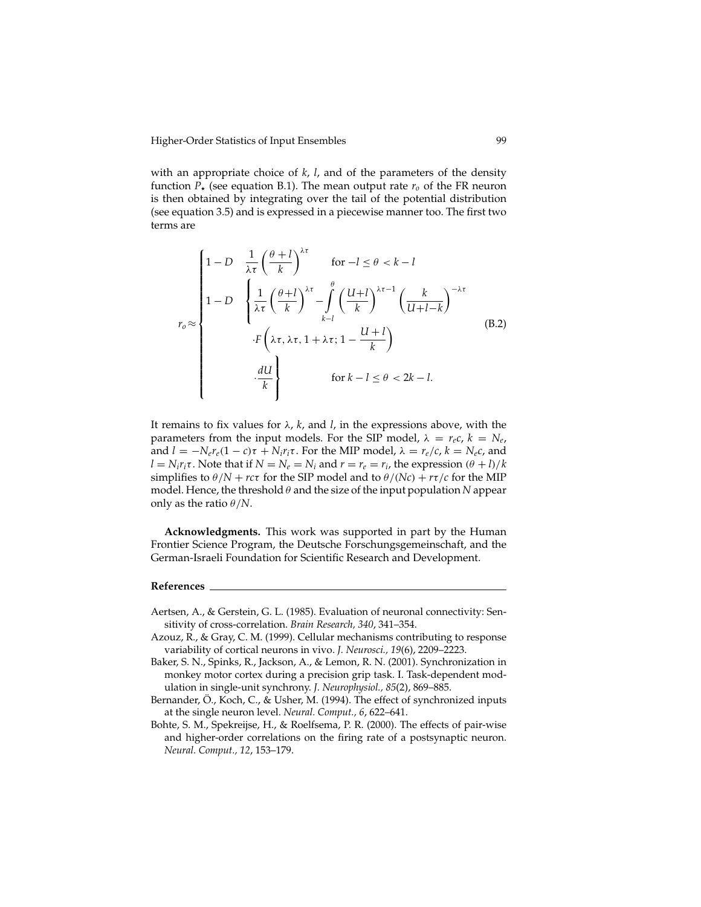with an appropriate choice of $k$, $l$, and of the parameters of the density function $P_\star$ (see equation B.1). The mean output rate $r_o$ of the FR neuron is then obtained by integrating over the tail of the potential distribution (see equation 3.5) and is expressed in a piecewise manner too. The first two terms are

$$
r_o \approx \begin{cases} 1 - D \quad \dfrac{1}{\lambda\tau}\left(\dfrac{\theta+l}{k}\right)^{\lambda\tau} & \text{for } -l \leq \theta < k-l \\[2ex] 1 - D \quad \left\{ \dfrac{1}{\lambda\tau}\left(\dfrac{\theta+l}{k}\right)^{\lambda\tau} - \displaystyle\int_{k-l}^{\theta} \left(\dfrac{U+l}{k}\right)^{\lambda\tau-1} \left(\dfrac{k}{U+l-k}\right)^{-\lambda\tau} \right. \\[2ex] \qquad\qquad \cdot F\left(\lambda\tau, \lambda\tau, 1+\lambda\tau; 1 - \dfrac{U+l}{k}\right) \\[2ex] \qquad\qquad \left. \cdot \dfrac{dU}{k} \right\} & \text{for } k-l \leq \theta < 2k-l. \end{cases} \tag{B.2}
$$

It remains to fix values for $\lambda$, $k$, and $l$, in the expressions above, with the parameters from the input models. For the SIP model, $\lambda = r_e c$, $k = N_e$, and $l = -N_e r_e (1-c)\tau + N_i r_i \tau$. For the MIP model, $\lambda = r_e/c$, $k = N_e c$, and $l = N_i r_i \tau$. Note that if $N = N_e = N_i$ and $r = r_e = r_i$, the expression $(\theta + l)/k$ simplifies to $\theta/N + rc\tau$ for the SIP model and to $\theta/(Nc) + r\tau/c$ for the MIP model. Hence, the threshold $\theta$ and the size of the input population $N$ appear only as the ratio $\theta/N$.

**Acknowledgments.** This work was supported in part by the Human Frontier Science Program, the Deutsche Forschungsgemeinschaft, and the German-Israeli Foundation for Scientific Research and Development.

## References

Aertsen, A., & Gerstein, G. L. (1985). Evaluation of neuronal connectivity: Sensitivity of cross-correlation. *Brain Research, 340*, 341–354.

Azouz, R., & Gray, C. M. (1999). Cellular mechanisms contributing to response variability of cortical neurons in vivo. *J. Neurosci., 19*(6), 2209–2223.

Baker, S. N., Spinks, R., Jackson, A., & Lemon, R. N. (2001). Synchronization in monkey motor cortex during a precision grip task. I. Task-dependent modulation in single-unit synchrony. *J. Neurophysiol., 85*(2), 869–885.

Bernander, Ö., Koch, C., & Usher, M. (1994). The effect of synchronized inputs at the single neuron level. *Neural. Comput., 6*, 622–641.

Bohte, S. M., Spekreijse, H., & Roelfsema, P. R. (2000). The effects of pair-wise and higher-order correlations on the firing rate of a postsynaptic neuron. *Neural. Comput., 12*, 153–179.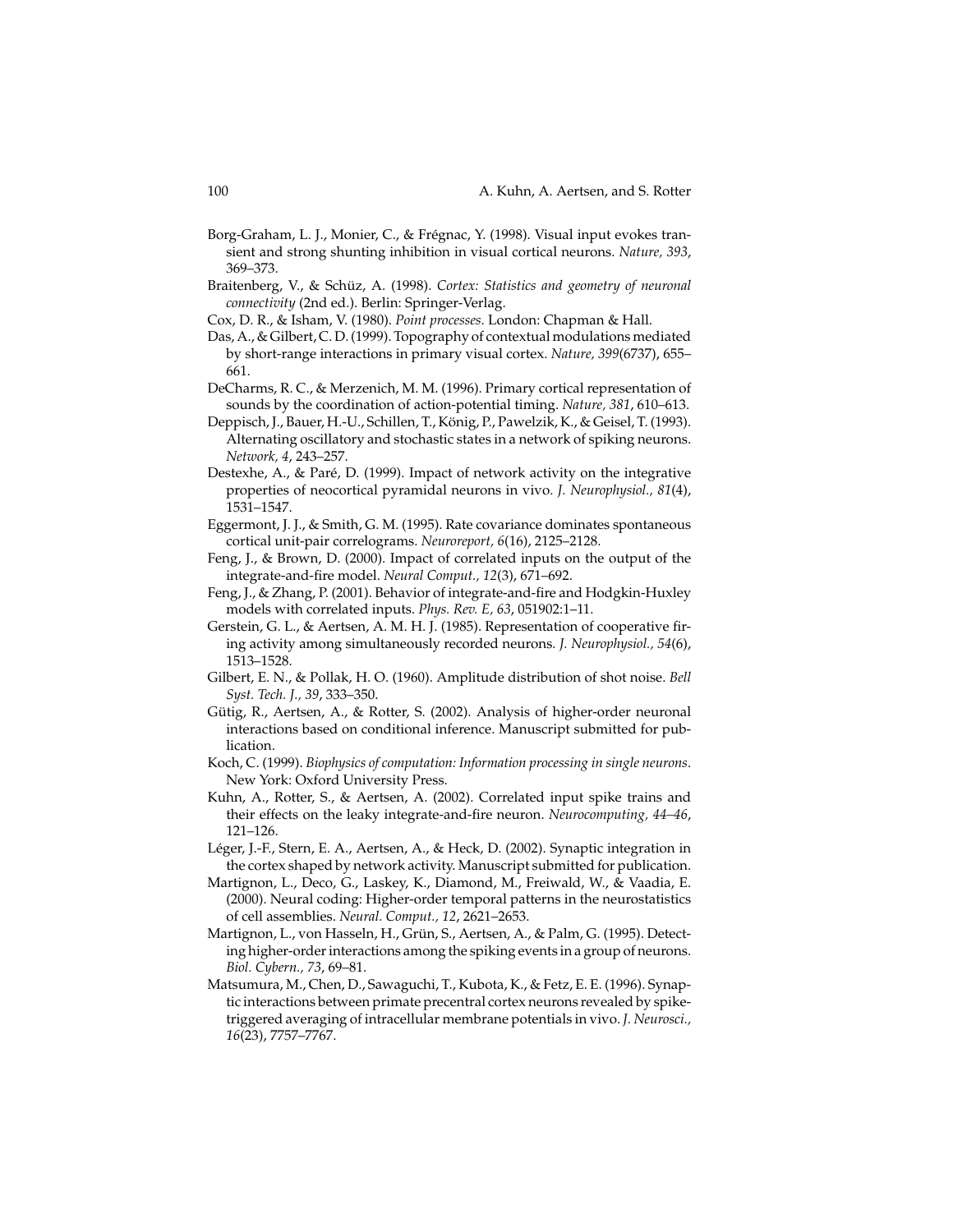Borg-Graham, L. J., Monier, C., & Frégnac, Y. (1998). Visual input evokes transient and strong shunting inhibition in visual cortical neurons. *Nature, 393*, 369–373.

Braitenberg, V., & Schüz, A. (1998). *Cortex: Statistics and geometry of neuronal connectivity* (2nd ed.). Berlin: Springer-Verlag.

Cox, D. R., & Isham, V. (1980). *Point processes*. London: Chapman & Hall.

Das, A., & Gilbert, C. D. (1999). Topography of contextual modulations mediated by short-range interactions in primary visual cortex. *Nature, 399*(6737), 655–661.

DeCharms, R. C., & Merzenich, M. M. (1996). Primary cortical representation of sounds by the coordination of action-potential timing. *Nature, 381*, 610–613.

Deppisch, J., Bauer, H.-U., Schillen, T., König, P., Pawelzik, K., & Geisel, T. (1993). Alternating oscillatory and stochastic states in a network of spiking neurons. *Network, 4*, 243–257.

Destexhe, A., & Paré, D. (1999). Impact of network activity on the integrative properties of neocortical pyramidal neurons in vivo. *J. Neurophysiol., 81*(4), 1531–1547.

Eggermont, J. J., & Smith, G. M. (1995). Rate covariance dominates spontaneous cortical unit-pair correlograms. *Neuroreport, 6*(16), 2125–2128.

Feng, J., & Brown, D. (2000). Impact of correlated inputs on the output of the integrate-and-fire model. *Neural Comput., 12*(3), 671–692.

Feng, J., & Zhang, P. (2001). Behavior of integrate-and-fire and Hodgkin-Huxley models with correlated inputs. *Phys. Rev. E, 63*, 051902:1–11.

Gerstein, G. L., & Aertsen, A. M. H. J. (1985). Representation of cooperative firing activity among simultaneously recorded neurons. *J. Neurophysiol., 54*(6), 1513–1528.

Gilbert, E. N., & Pollak, H. O. (1960). Amplitude distribution of shot noise. *Bell Syst. Tech. J., 39*, 333–350.

Gütig, R., Aertsen, A., & Rotter, S. (2002). Analysis of higher-order neuronal interactions based on conditional inference. Manuscript submitted for publication.

Koch, C. (1999). *Biophysics of computation: Information processing in single neurons*. New York: Oxford University Press.

Kuhn, A., Rotter, S., & Aertsen, A. (2002). Correlated input spike trains and their effects on the leaky integrate-and-fire neuron. *Neurocomputing, 44–46*, 121–126.

Léger, J.-F., Stern, E. A., Aertsen, A., & Heck, D. (2002). Synaptic integration in the cortex shaped by network activity. Manuscript submitted for publication.

Martignon, L., Deco, G., Laskey, K., Diamond, M., Freiwald, W., & Vaadia, E. (2000). Neural coding: Higher-order temporal patterns in the neurostatistics of cell assemblies. *Neural. Comput., 12*, 2621–2653.

Martignon, L., von Hasseln, H., Grün, S., Aertsen, A., & Palm, G. (1995). Detecting higher-order interactions among the spiking events in a group of neurons. *Biol. Cybern., 73*, 69–81.

Matsumura, M., Chen, D., Sawaguchi, T., Kubota, K., & Fetz, E. E. (1996). Synaptic interactions between primate precentral cortex neurons revealed by spike-triggered averaging of intracellular membrane potentials in vivo. *J. Neurosci., 16*(23), 7757–7767.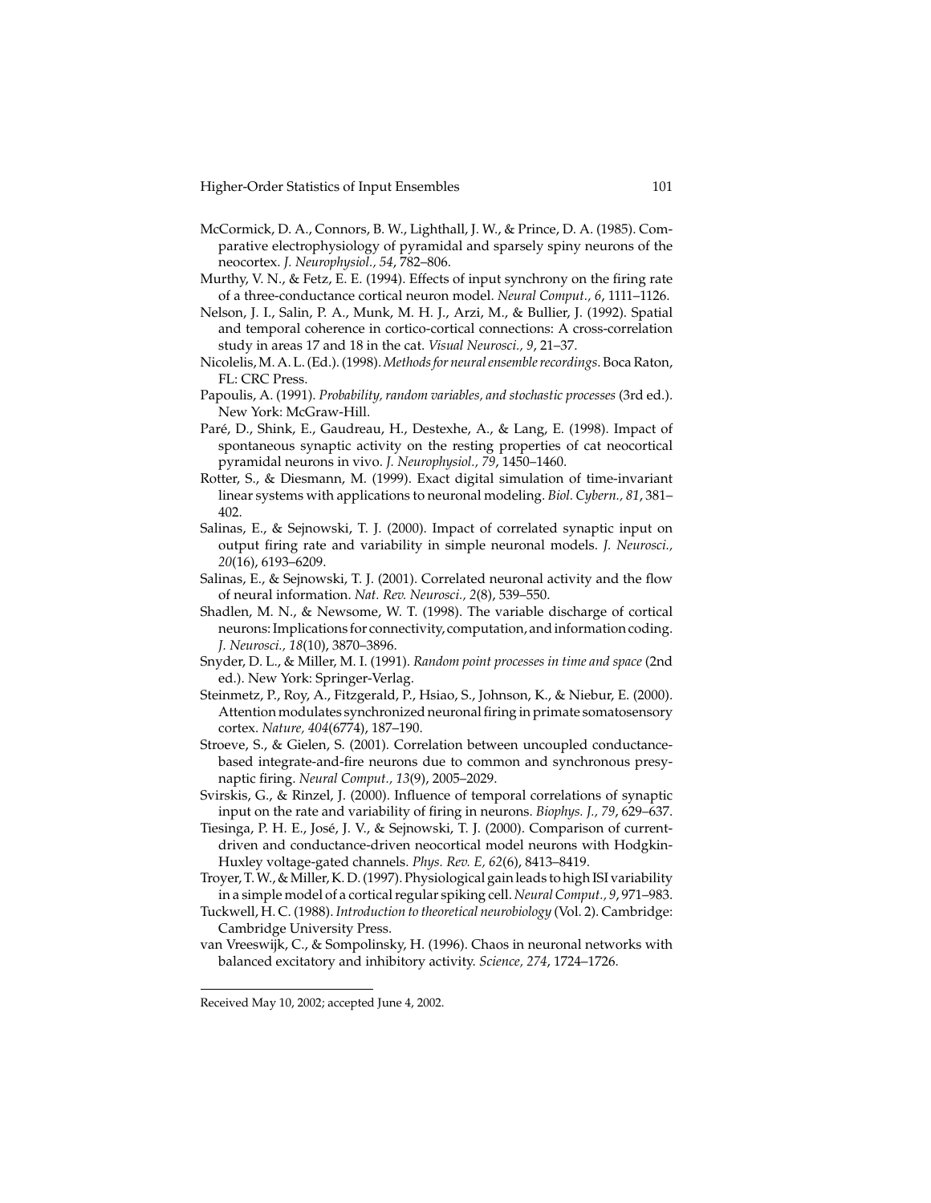McCormick, D. A., Connors, B. W., Lighthall, J. W., & Prince, D. A. (1985). Comparative electrophysiology of pyramidal and sparsely spiny neurons of the neocortex. *J. Neurophysiol., 54*, 782–806.

Murthy, V. N., & Fetz, E. E. (1994). Effects of input synchrony on the firing rate of a three-conductance cortical neuron model. *Neural Comput., 6*, 1111–1126.

Nelson, J. I., Salin, P. A., Munk, M. H. J., Arzi, M., & Bullier, J. (1992). Spatial and temporal coherence in cortico-cortical connections: A cross-correlation study in areas 17 and 18 in the cat. *Visual Neurosci., 9*, 21–37.

Nicolelis, M. A. L. (Ed.). (1998). *Methods for neural ensemble recordings*. Boca Raton, FL: CRC Press.

Papoulis, A. (1991). *Probability, random variables, and stochastic processes* (3rd ed.). New York: McGraw-Hill.

Paré, D., Shink, E., Gaudreau, H., Destexhe, A., & Lang, E. (1998). Impact of spontaneous synaptic activity on the resting properties of cat neocortical pyramidal neurons in vivo. *J. Neurophysiol., 79*, 1450–1460.

Rotter, S., & Diesmann, M. (1999). Exact digital simulation of time-invariant linear systems with applications to neuronal modeling. *Biol. Cybern., 81*, 381–402.

Salinas, E., & Sejnowski, T. J. (2000). Impact of correlated synaptic input on output firing rate and variability in simple neuronal models. *J. Neurosci., 20*(16), 6193–6209.

Salinas, E., & Sejnowski, T. J. (2001). Correlated neuronal activity and the flow of neural information. *Nat. Rev. Neurosci., 2*(8), 539–550.

Shadlen, M. N., & Newsome, W. T. (1998). The variable discharge of cortical neurons: Implications for connectivity, computation, and information coding. *J. Neurosci., 18*(10), 3870–3896.

Snyder, D. L., & Miller, M. I. (1991). *Random point processes in time and space* (2nd ed.). New York: Springer-Verlag.

Steinmetz, P., Roy, A., Fitzgerald, P., Hsiao, S., Johnson, K., & Niebur, E. (2000). Attention modulates synchronized neuronal firing in primate somatosensory cortex. *Nature, 404*(6774), 187–190.

Stroeve, S., & Gielen, S. (2001). Correlation between uncoupled conductance-based integrate-and-fire neurons due to common and synchronous presynaptic firing. *Neural Comput., 13*(9), 2005–2029.

Svirskis, G., & Rinzel, J. (2000). Influence of temporal correlations of synaptic input on the rate and variability of firing in neurons. *Biophys. J., 79*, 629–637.

Tiesinga, P. H. E., José, J. V., & Sejnowski, T. J. (2000). Comparison of current-driven and conductance-driven neocortical model neurons with Hodgkin-Huxley voltage-gated channels. *Phys. Rev. E, 62*(6), 8413–8419.

Troyer, T. W., & Miller, K. D. (1997). Physiological gain leads to high ISI variability in a simple model of a cortical regular spiking cell. *Neural Comput., 9*, 971–983.

Tuckwell, H. C. (1988). *Introduction to theoretical neurobiology* (Vol. 2). Cambridge: Cambridge University Press.

van Vreeswijk, C., & Sompolinsky, H. (1996). Chaos in neuronal networks with balanced excitatory and inhibitory activity. *Science, 274*, 1724–1726.

---

Received May 10, 2002; accepted June 4, 2002.